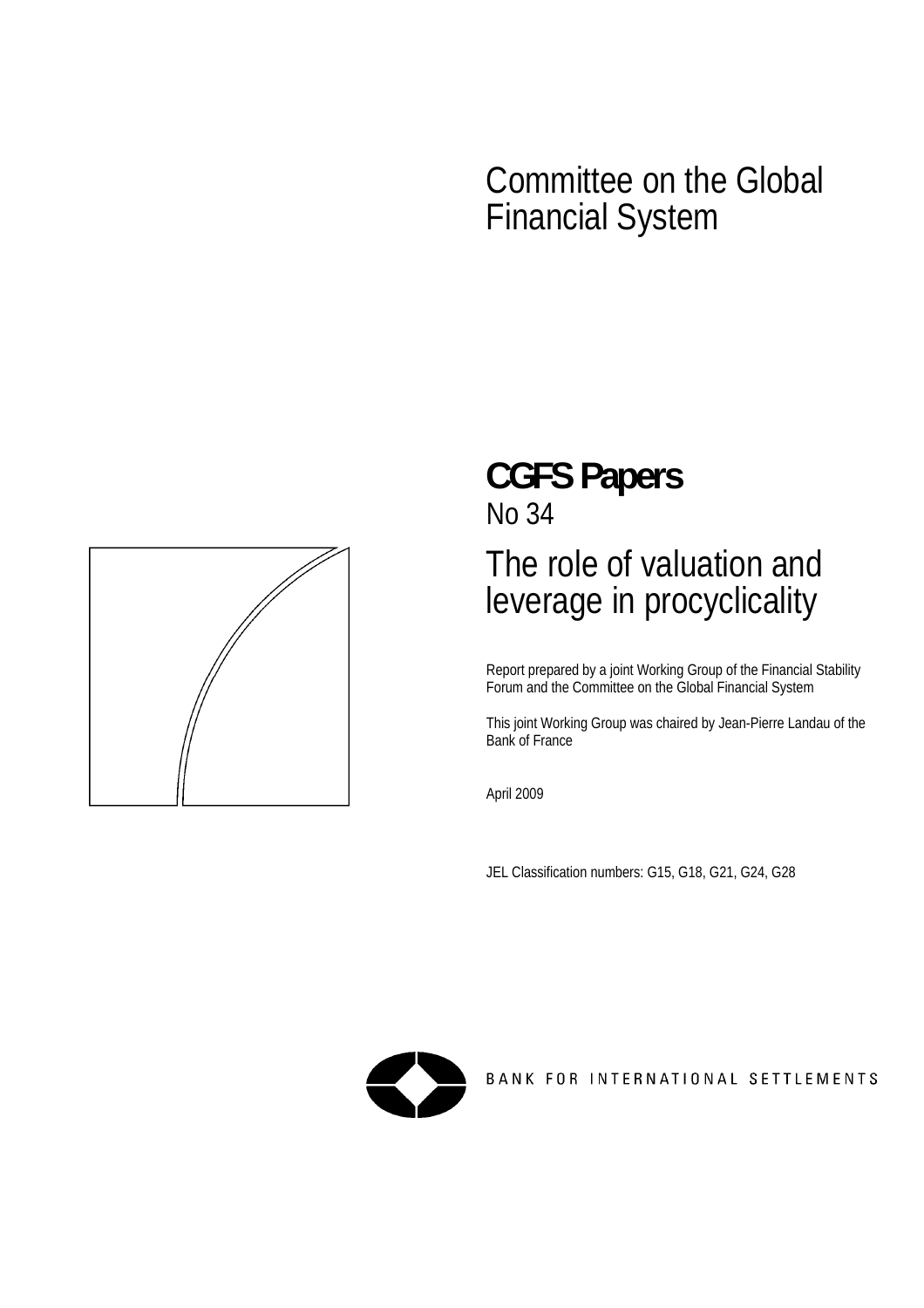# Committee on the Global Financial System

## CGFS Papers

No 34

# The role of valuation and leverage in procyclicality

Report prepared by a joint Working Group of the Financial Stability Forum and the Committee on the Global Financial System

This joint Working Group was chaired by Jean-Pierre Landau of the Bank of France

April 2009

JEL Classification numbers: G15, G18, G21, G24, G28

BANK FOR INTERNATIONAL SETTLEMENTS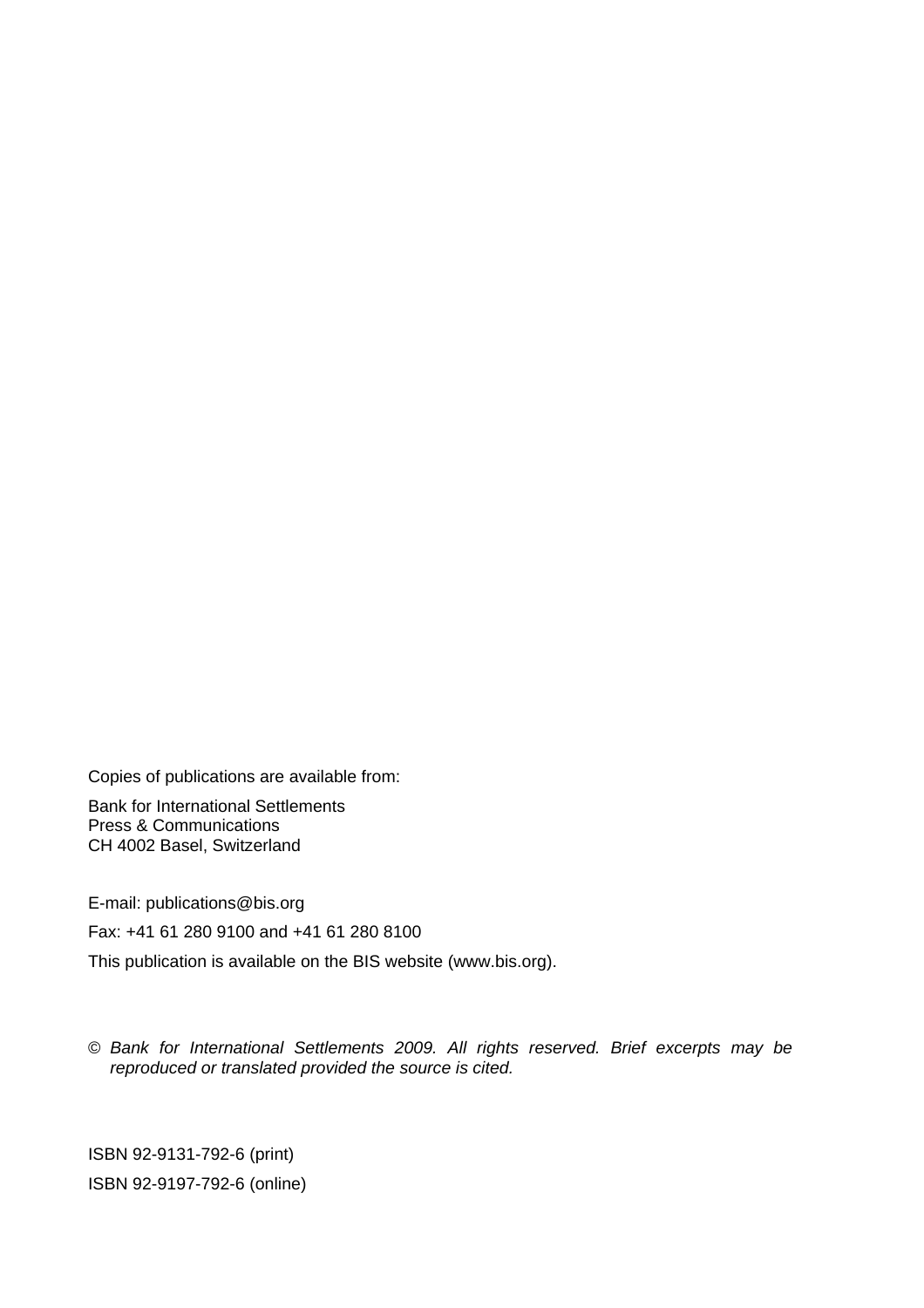Copies of publications are available from:

Bank for International Settlements
Press & Communications
CH 4002 Basel, Switzerland

E-mail: publications@bis.org

Fax: +41 61 280 9100 and +41 61 280 8100

This publication is available on the BIS website (www.bis.org).

© *Bank for International Settlements 2009. All rights reserved. Brief excerpts may be reproduced or translated provided the source is cited.*

ISBN 92-9131-792-6 (print)

ISBN 92-9197-792-6 (online)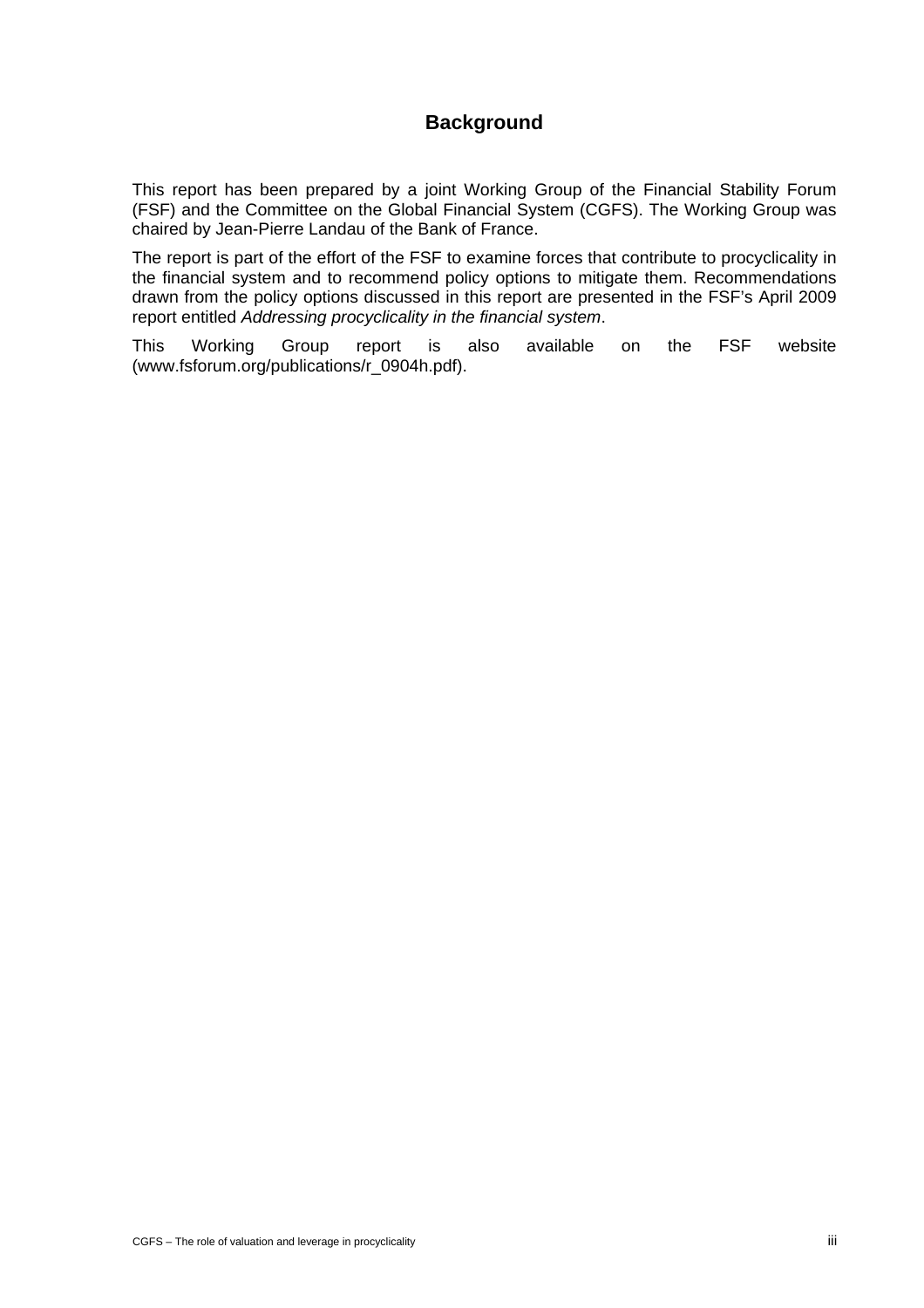## Background

This report has been prepared by a joint Working Group of the Financial Stability Forum (FSF) and the Committee on the Global Financial System (CGFS). The Working Group was chaired by Jean-Pierre Landau of the Bank of France.

The report is part of the effort of the FSF to examine forces that contribute to procyclicality in the financial system and to recommend policy options to mitigate them. Recommendations drawn from the policy options discussed in this report are presented in the FSF's April 2009 report entitled *Addressing procyclicality in the financial system*.

This Working Group report is also available on the FSF website (www.fsforum.org/publications/r_0904h.pdf).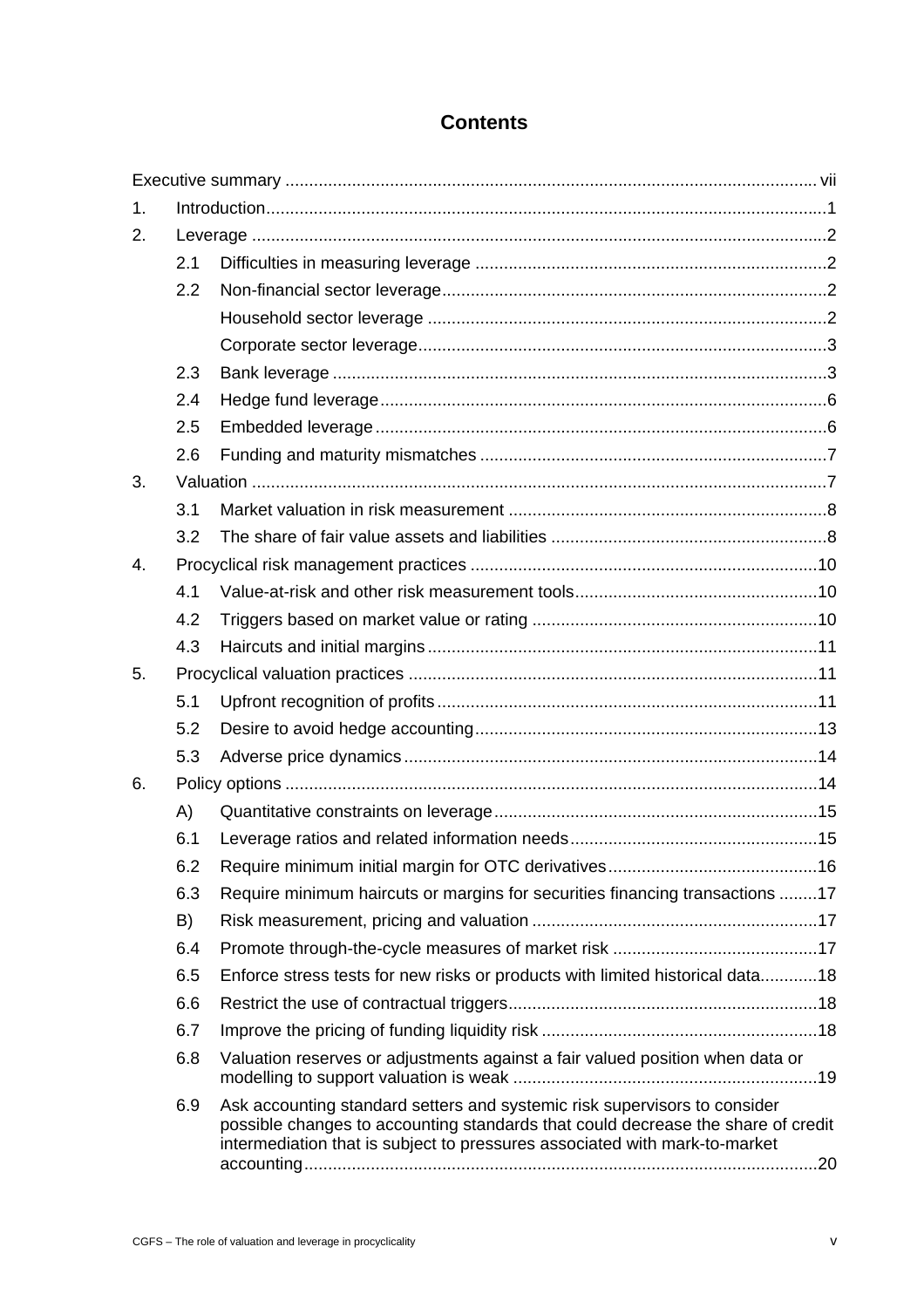# Contents

Executive summary ............................................................................................................ vii

1. Introduction .......................................................................................................................1
2. Leverage ...........................................................................................................................2
   - 2.1 Difficulties in measuring leverage ...........................................................................2
   - 2.2 Non-financial sector leverage ..................................................................................2
     - Household sector leverage .....................................................................................2
     - Corporate sector leverage .......................................................................................3
   - 2.3 Bank leverage ..........................................................................................................3
   - 2.4 Hedge fund leverage ...............................................................................................6
   - 2.5 Embedded leverage ................................................................................................6
   - 2.6 Funding and maturity mismatches ..........................................................................7
3. Valuation ..........................................................................................................................7
   - 3.1 Market valuation in risk measurement .....................................................................8
   - 3.2 The share of fair value assets and liabilities ...........................................................8
4. Procyclical risk management practices ..........................................................................10
   - 4.1 Value-at-risk and other risk measurement tools ....................................................10
   - 4.2 Triggers based on market value or rating .............................................................10
   - 4.3 Haircuts and initial margins ...................................................................................11
5. Procyclical valuation practices .......................................................................................11
   - 5.1 Upfront recognition of profits .................................................................................11
   - 5.2 Desire to avoid hedge accounting ..........................................................................13
   - 5.3 Adverse price dynamics ........................................................................................14
6. Policy options .................................................................................................................14
   - A) Quantitative constraints on leverage .....................................................................15
   - 6.1 Leverage ratios and related information needs .....................................................15
   - 6.2 Require minimum initial margin for OTC derivatives .............................................16
   - 6.3 Require minimum haircuts or margins for securities financing transactions .........17
   - B) Risk measurement, pricing and valuation .............................................................17
   - 6.4 Promote through-the-cycle measures of market risk ............................................17
   - 6.5 Enforce stress tests for new risks or products with limited historical data ............18
   - 6.6 Restrict the use of contractual triggers ..................................................................18
   - 6.7 Improve the pricing of funding liquidity risk ...........................................................18
   - 6.8 Valuation reserves or adjustments against a fair valued position when data or modelling to support valuation is weak .................................................................19
   - 6.9 Ask accounting standard setters and systemic risk supervisors to consider possible changes to accounting standards that could decrease the share of credit intermediation that is subject to pressures associated with mark-to-market accounting .............................................................................................................20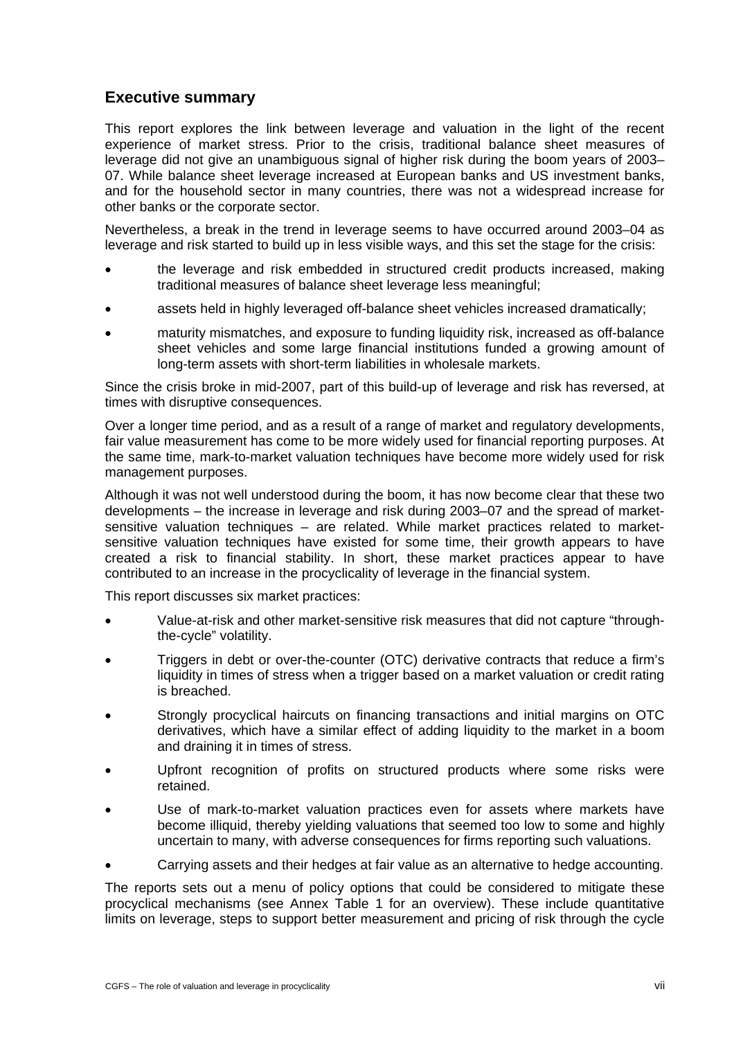## Executive summary

This report explores the link between leverage and valuation in the light of the recent experience of market stress. Prior to the crisis, traditional balance sheet measures of leverage did not give an unambiguous signal of higher risk during the boom years of 2003–07. While balance sheet leverage increased at European banks and US investment banks, and for the household sector in many countries, there was not a widespread increase for other banks or the corporate sector.

Nevertheless, a break in the trend in leverage seems to have occurred around 2003–04 as leverage and risk started to build up in less visible ways, and this set the stage for the crisis:

- the leverage and risk embedded in structured credit products increased, making traditional measures of balance sheet leverage less meaningful;
- assets held in highly leveraged off-balance sheet vehicles increased dramatically;
- maturity mismatches, and exposure to funding liquidity risk, increased as off-balance sheet vehicles and some large financial institutions funded a growing amount of long-term assets with short-term liabilities in wholesale markets.

Since the crisis broke in mid-2007, part of this build-up of leverage and risk has reversed, at times with disruptive consequences.

Over a longer time period, and as a result of a range of market and regulatory developments, fair value measurement has come to be more widely used for financial reporting purposes. At the same time, mark-to-market valuation techniques have become more widely used for risk management purposes.

Although it was not well understood during the boom, it has now become clear that these two developments – the increase in leverage and risk during 2003–07 and the spread of market-sensitive valuation techniques – are related. While market practices related to market-sensitive valuation techniques have existed for some time, their growth appears to have created a risk to financial stability. In short, these market practices appear to have contributed to an increase in the procyclicality of leverage in the financial system.

This report discusses six market practices:

- Value-at-risk and other market-sensitive risk measures that did not capture "through-the-cycle" volatility.
- Triggers in debt or over-the-counter (OTC) derivative contracts that reduce a firm's liquidity in times of stress when a trigger based on a market valuation or credit rating is breached.
- Strongly procyclical haircuts on financing transactions and initial margins on OTC derivatives, which have a similar effect of adding liquidity to the market in a boom and draining it in times of stress.
- Upfront recognition of profits on structured products where some risks were retained.
- Use of mark-to-market valuation practices even for assets where markets have become illiquid, thereby yielding valuations that seemed too low to some and highly uncertain to many, with adverse consequences for firms reporting such valuations.
- Carrying assets and their hedges at fair value as an alternative to hedge accounting.

The reports sets out a menu of policy options that could be considered to mitigate these procyclical mechanisms (see Annex Table 1 for an overview). These include quantitative limits on leverage, steps to support better measurement and pricing of risk through the cycle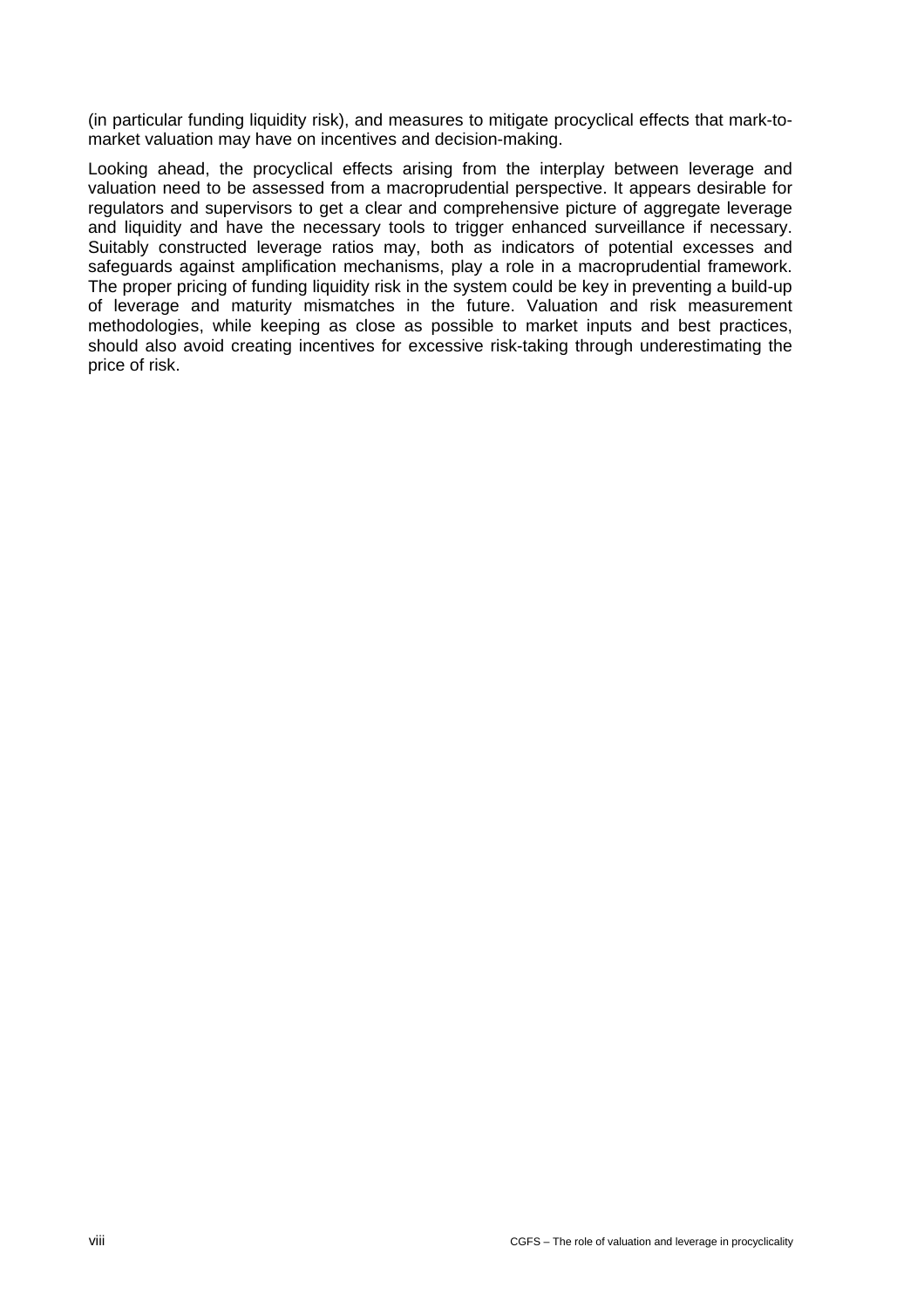(in particular funding liquidity risk), and measures to mitigate procyclical effects that mark-to-market valuation may have on incentives and decision-making.

Looking ahead, the procyclical effects arising from the interplay between leverage and valuation need to be assessed from a macroprudential perspective. It appears desirable for regulators and supervisors to get a clear and comprehensive picture of aggregate leverage and liquidity and have the necessary tools to trigger enhanced surveillance if necessary. Suitably constructed leverage ratios may, both as indicators of potential excesses and safeguards against amplification mechanisms, play a role in a macroprudential framework. The proper pricing of funding liquidity risk in the system could be key in preventing a build-up of leverage and maturity mismatches in the future. Valuation and risk measurement methodologies, while keeping as close as possible to market inputs and best practices, should also avoid creating incentives for excessive risk-taking through underestimating the price of risk.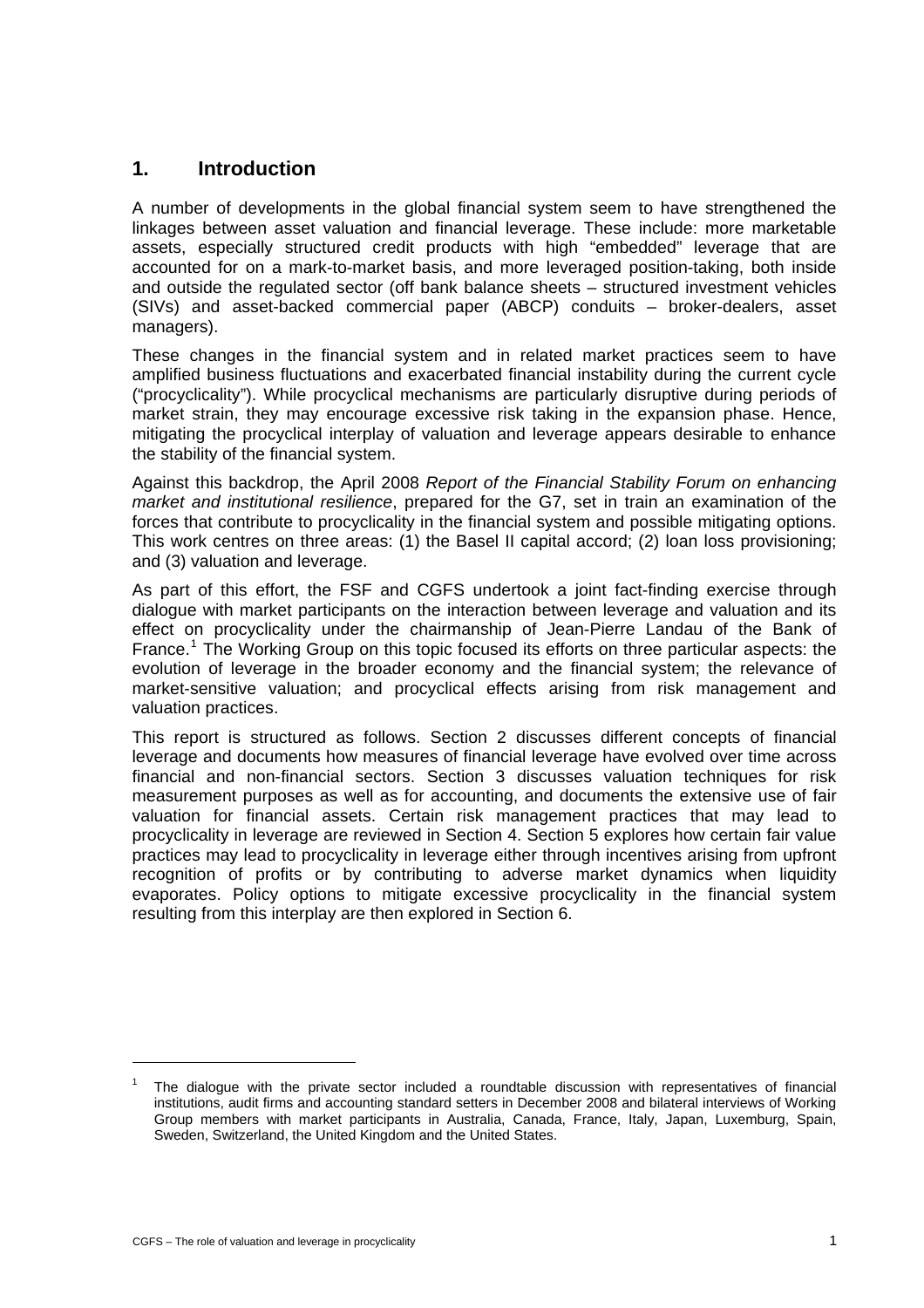## 1. Introduction

A number of developments in the global financial system seem to have strengthened the linkages between asset valuation and financial leverage. These include: more marketable assets, especially structured credit products with high "embedded" leverage that are accounted for on a mark-to-market basis, and more leveraged position-taking, both inside and outside the regulated sector (off bank balance sheets – structured investment vehicles (SIVs) and asset-backed commercial paper (ABCP) conduits – broker-dealers, asset managers).

These changes in the financial system and in related market practices seem to have amplified business fluctuations and exacerbated financial instability during the current cycle ("procyclicality"). While procyclical mechanisms are particularly disruptive during periods of market strain, they may encourage excessive risk taking in the expansion phase. Hence, mitigating the procyclical interplay of valuation and leverage appears desirable to enhance the stability of the financial system.

Against this backdrop, the April 2008 *Report of the Financial Stability Forum on enhancing market and institutional resilience*, prepared for the G7, set in train an examination of the forces that contribute to procyclicality in the financial system and possible mitigating options. This work centres on three areas: (1) the Basel II capital accord; (2) loan loss provisioning; and (3) valuation and leverage.

As part of this effort, the FSF and CGFS undertook a joint fact-finding exercise through dialogue with market participants on the interaction between leverage and valuation and its effect on procyclicality under the chairmanship of Jean-Pierre Landau of the Bank of France.[1] The Working Group on this topic focused its efforts on three particular aspects: the evolution of leverage in the broader economy and the financial system; the relevance of market-sensitive valuation; and procyclical effects arising from risk management and valuation practices.

This report is structured as follows. Section 2 discusses different concepts of financial leverage and documents how measures of financial leverage have evolved over time across financial and non-financial sectors. Section 3 discusses valuation techniques for risk measurement purposes as well as for accounting, and documents the extensive use of fair valuation for financial assets. Certain risk management practices that may lead to procyclicality in leverage are reviewed in Section 4. Section 5 explores how certain fair value practices may lead to procyclicality in leverage either through incentives arising from upfront recognition of profits or by contributing to adverse market dynamics when liquidity evaporates. Policy options to mitigate excessive procyclicality in the financial system resulting from this interplay are then explored in Section 6.

---

[1] The dialogue with the private sector included a roundtable discussion with representatives of financial institutions, audit firms and accounting standard setters in December 2008 and bilateral interviews of Working Group members with market participants in Australia, Canada, France, Italy, Japan, Luxemburg, Spain, Sweden, Switzerland, the United Kingdom and the United States.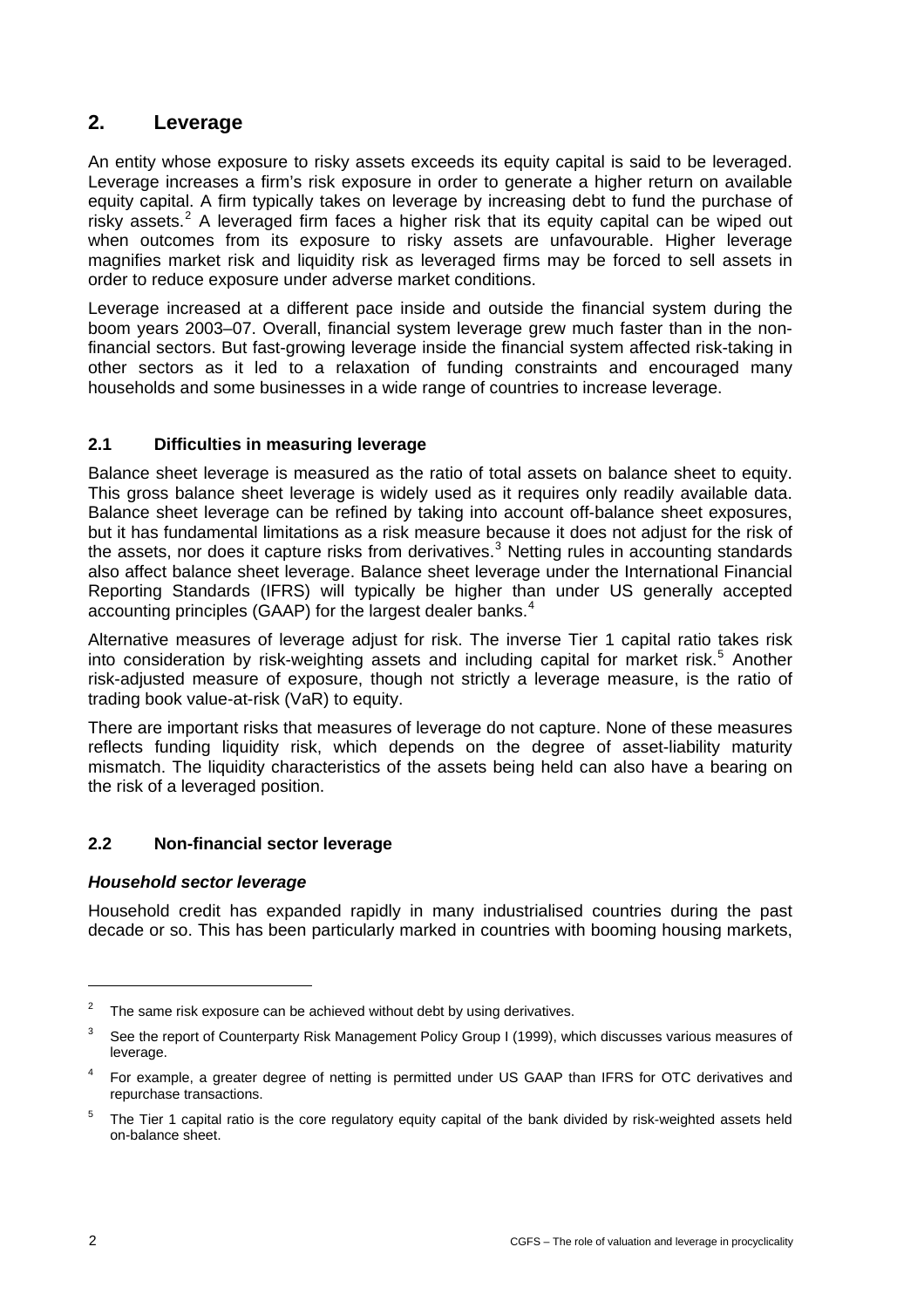## 2. Leverage

An entity whose exposure to risky assets exceeds its equity capital is said to be leveraged. Leverage increases a firm's risk exposure in order to generate a higher return on available equity capital. A firm typically takes on leverage by increasing debt to fund the purchase of risky assets.[2] A leveraged firm faces a higher risk that its equity capital can be wiped out when outcomes from its exposure to risky assets are unfavourable. Higher leverage magnifies market risk and liquidity risk as leveraged firms may be forced to sell assets in order to reduce exposure under adverse market conditions.

Leverage increased at a different pace inside and outside the financial system during the boom years 2003–07. Overall, financial system leverage grew much faster than in the non-financial sectors. But fast-growing leverage inside the financial system affected risk-taking in other sectors as it led to a relaxation of funding constraints and encouraged many households and some businesses in a wide range of countries to increase leverage.

### 2.1 Difficulties in measuring leverage

Balance sheet leverage is measured as the ratio of total assets on balance sheet to equity. This gross balance sheet leverage is widely used as it requires only readily available data. Balance sheet leverage can be refined by taking into account off-balance sheet exposures, but it has fundamental limitations as a risk measure because it does not adjust for the risk of the assets, nor does it capture risks from derivatives.[3] Netting rules in accounting standards also affect balance sheet leverage. Balance sheet leverage under the International Financial Reporting Standards (IFRS) will typically be higher than under US generally accepted accounting principles (GAAP) for the largest dealer banks.[4]

Alternative measures of leverage adjust for risk. The inverse Tier 1 capital ratio takes risk into consideration by risk-weighting assets and including capital for market risk.[5] Another risk-adjusted measure of exposure, though not strictly a leverage measure, is the ratio of trading book value-at-risk (VaR) to equity.

There are important risks that measures of leverage do not capture. None of these measures reflects funding liquidity risk, which depends on the degree of asset-liability maturity mismatch. The liquidity characteristics of the assets being held can also have a bearing on the risk of a leveraged position.

### 2.2 Non-financial sector leverage

***Household sector leverage***

Household credit has expanded rapidly in many industrialised countries during the past decade or so. This has been particularly marked in countries with booming housing markets,

---

[2] The same risk exposure can be achieved without debt by using derivatives.

[3] See the report of Counterparty Risk Management Policy Group I (1999), which discusses various measures of leverage.

[4] For example, a greater degree of netting is permitted under US GAAP than IFRS for OTC derivatives and repurchase transactions.

[5] The Tier 1 capital ratio is the core regulatory equity capital of the bank divided by risk-weighted assets held on-balance sheet.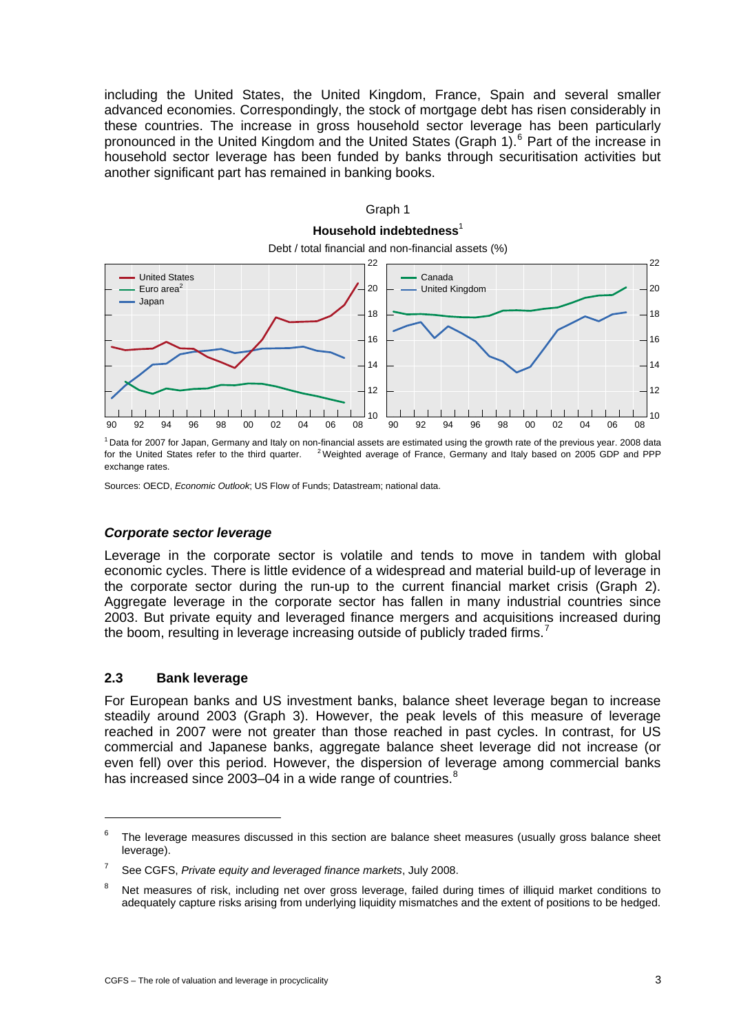including the United States, the United Kingdom, France, Spain and several smaller advanced economies. Correspondingly, the stock of mortgage debt has risen considerably in these countries. The increase in gross household sector leverage has been particularly pronounced in the United Kingdom and the United States (Graph 1).[6] Part of the increase in household sector leverage has been funded by banks through securitisation activities but another significant part has remained in banking books.

Graph 1

**Household indebtedness**[1]

Debt / total financial and non-financial assets (%)

[1] Data for 2007 for Japan, Germany and Italy on non-financial assets are estimated using the growth rate of the previous year. 2008 data for the United States refer to the third quarter. [2] Weighted average of France, Germany and Italy based on 2005 GDP and PPP exchange rates.

Sources: OECD, *Economic Outlook*; US Flow of Funds; Datastream; national data.

### *Corporate sector leverage*

Leverage in the corporate sector is volatile and tends to move in tandem with global economic cycles. There is little evidence of a widespread and material build-up of leverage in the corporate sector during the run-up to the current financial market crisis (Graph 2). Aggregate leverage in the corporate sector has fallen in many industrial countries since 2003. But private equity and leveraged finance mergers and acquisitions increased during the boom, resulting in leverage increasing outside of publicly traded firms.[7]

## 2.3 Bank leverage

For European banks and US investment banks, balance sheet leverage began to increase steadily around 2003 (Graph 3). However, the peak levels of this measure of leverage reached in 2007 were not greater than those reached in past cycles. In contrast, for US commercial and Japanese banks, aggregate balance sheet leverage did not increase (or even fell) over this period. However, the dispersion of leverage among commercial banks has increased since 2003–04 in a wide range of countries.[8]

---

[6] The leverage measures discussed in this section are balance sheet measures (usually gross balance sheet leverage).

[7] See CGFS, *Private equity and leveraged finance markets*, July 2008.

[8] Net measures of risk, including net over gross leverage, failed during times of illiquid market conditions to adequately capture risks arising from underlying liquidity mismatches and the extent of positions to be hedged.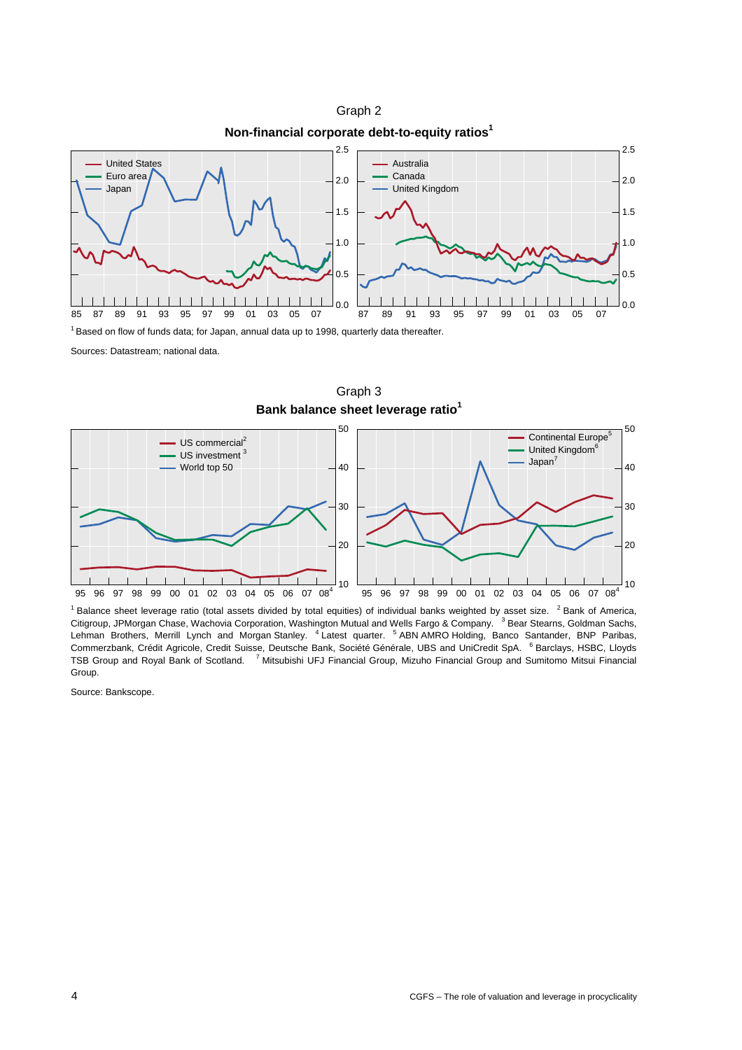Graph 2

**Non-financial corporate debt-to-equity ratios[1]**

[1] Based on flow of funds data; for Japan, annual data up to 1998, quarterly data thereafter.

Sources: Datastream; national data.

Graph 3

**Bank balance sheet leverage ratio[1]**

[1] Balance sheet leverage ratio (total assets divided by total equities) of individual banks weighted by asset size. [2] Bank of America, Citigroup, JPMorgan Chase, Wachovia Corporation, Washington Mutual and Wells Fargo & Company. [3] Bear Stearns, Goldman Sachs, Lehman Brothers, Merrill Lynch and Morgan Stanley. [4] Latest quarter. [5] ABN AMRO Holding, Banco Santander, BNP Paribas, Commerzbank, Crédit Agricole, Credit Suisse, Deutsche Bank, Société Générale, UBS and UniCredit SpA. [6] Barclays, HSBC, Lloyds TSB Group and Royal Bank of Scotland. [7] Mitsubishi UFJ Financial Group, Mizuho Financial Group and Sumitomo Mitsui Financial Group.

Source: Bankscope.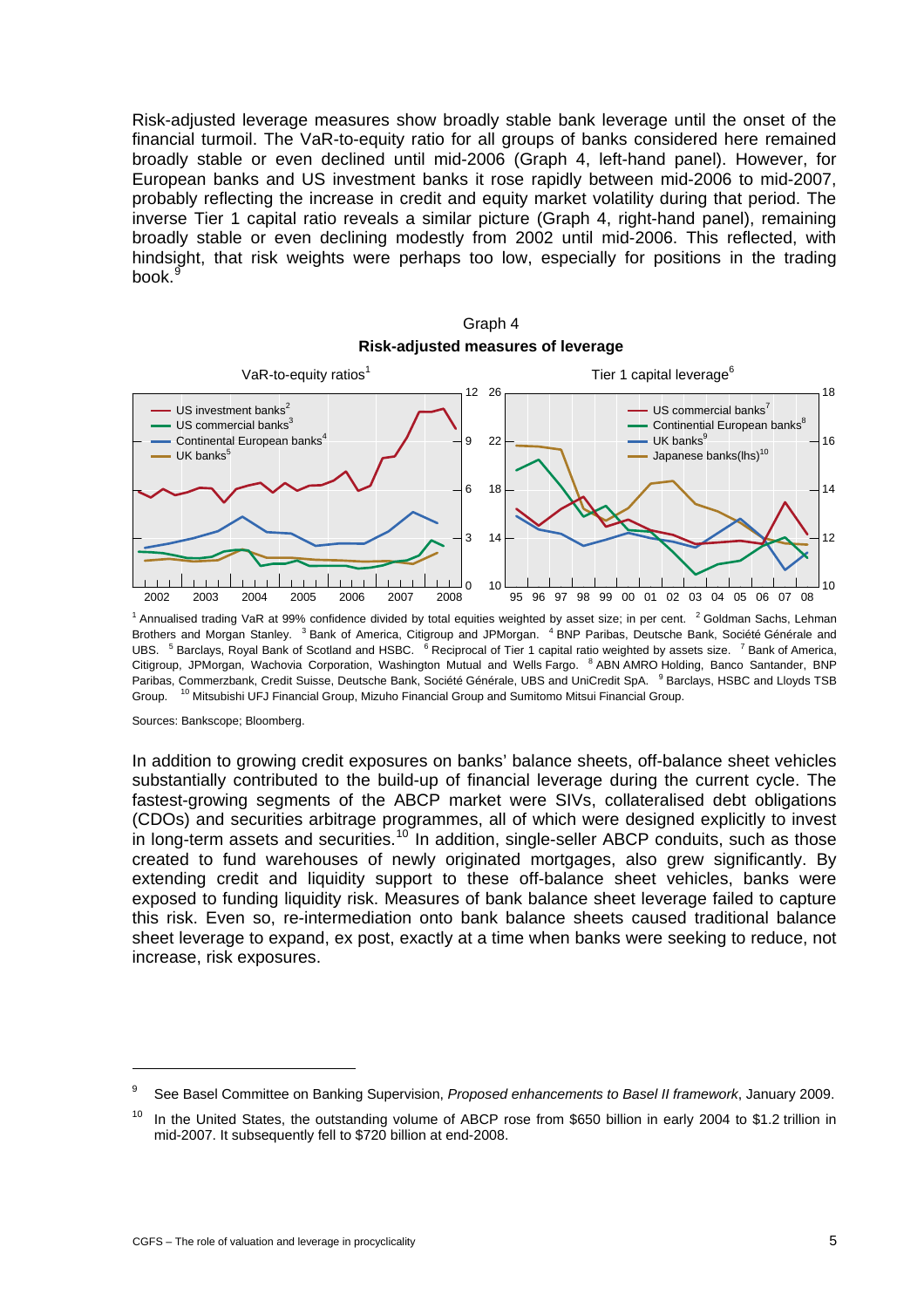Risk-adjusted leverage measures show broadly stable bank leverage until the onset of the financial turmoil. The VaR-to-equity ratio for all groups of banks considered here remained broadly stable or even declined until mid-2006 (Graph 4, left-hand panel). However, for European banks and US investment banks it rose rapidly between mid-2006 to mid-2007, probably reflecting the increase in credit and equity market volatility during that period. The inverse Tier 1 capital ratio reveals a similar picture (Graph 4, right-hand panel), remaining broadly stable or even declining modestly from 2002 until mid-2006. This reflected, with hindsight, that risk weights were perhaps too low, especially for positions in the trading book.[9]

Graph 4

**Risk-adjusted measures of leverage**

VaR-to-equity ratios[1]

Tier 1 capital leverage[6]

[1] Annualised trading VaR at 99% confidence divided by total equities weighted by asset size; in per cent. [2] Goldman Sachs, Lehman Brothers and Morgan Stanley. [3] Bank of America, Citigroup and JPMorgan. [4] BNP Paribas, Deutsche Bank, Société Générale and UBS. [5] Barclays, Royal Bank of Scotland and HSBC. [6] Reciprocal of Tier 1 capital ratio weighted by assets size. [7] Bank of America, Citigroup, JPMorgan, Wachovia Corporation, Washington Mutual and Wells Fargo. [8] ABN AMRO Holding, Banco Santander, BNP Paribas, Commerzbank, Credit Suisse, Deutsche Bank, Société Générale, UBS and UniCredit SpA. [9] Barclays, HSBC and Lloyds TSB Group. [10] Mitsubishi UFJ Financial Group, Mizuho Financial Group and Sumitomo Mitsui Financial Group.

Sources: Bankscope; Bloomberg.

In addition to growing credit exposures on banks' balance sheets, off-balance sheet vehicles substantially contributed to the build-up of financial leverage during the current cycle. The fastest-growing segments of the ABCP market were SIVs, collateralised debt obligations (CDOs) and securities arbitrage programmes, all of which were designed explicitly to invest in long-term assets and securities.[10] In addition, single-seller ABCP conduits, such as those created to fund warehouses of newly originated mortgages, also grew significantly. By extending credit and liquidity support to these off-balance sheet vehicles, banks were exposed to funding liquidity risk. Measures of bank balance sheet leverage failed to capture this risk. Even so, re-intermediation onto bank balance sheets caused traditional balance sheet leverage to expand, ex post, exactly at a time when banks were seeking to reduce, not increase, risk exposures.

---

[9] See Basel Committee on Banking Supervision, *Proposed enhancements to Basel II framework*, January 2009.

[10] In the United States, the outstanding volume of ABCP rose from \$650 billion in early 2004 to \$1.2 trillion in mid-2007. It subsequently fell to \$720 billion at end-2008.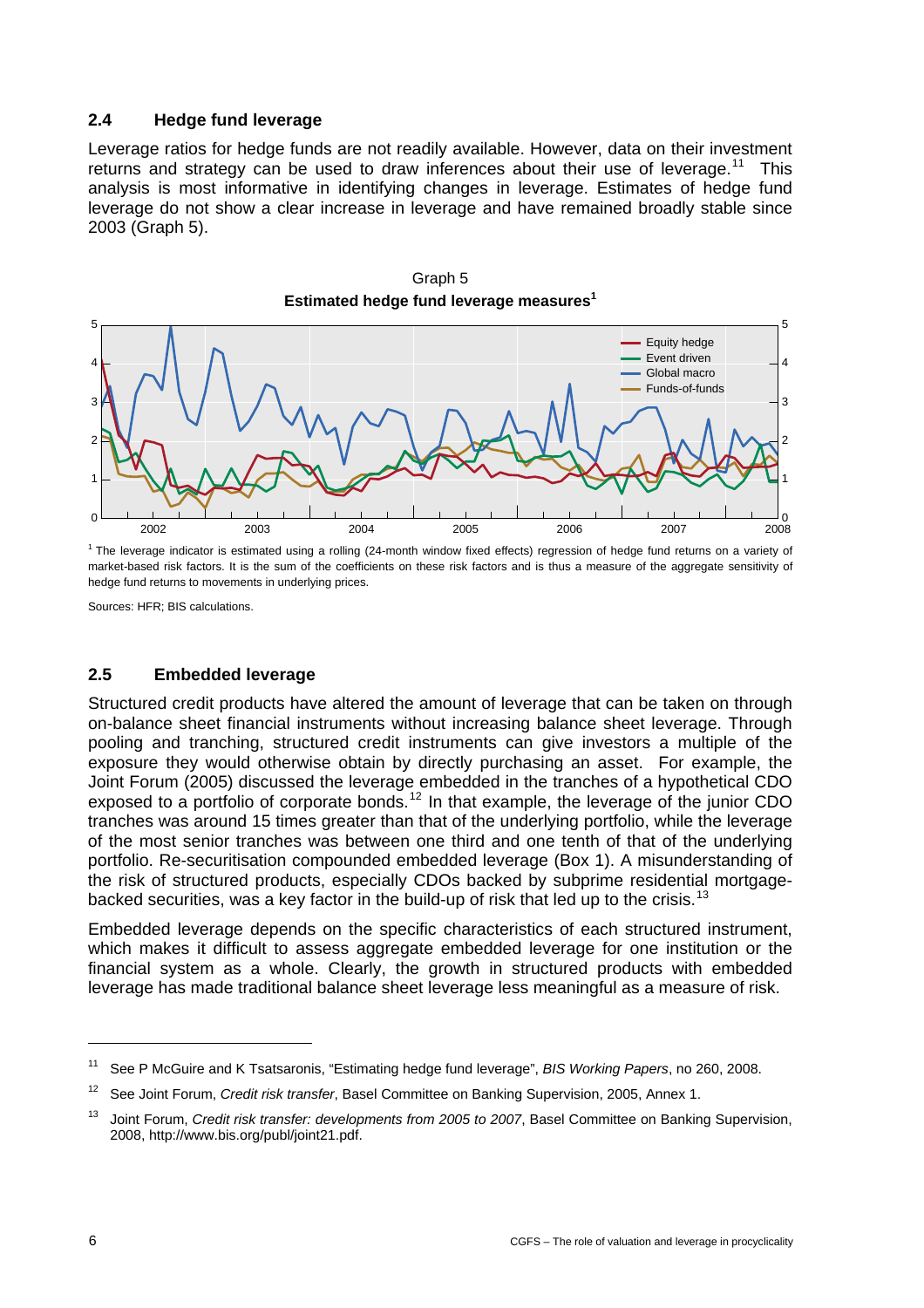### 2.4 Hedge fund leverage

Leverage ratios for hedge funds are not readily available. However, data on their investment returns and strategy can be used to draw inferences about their use of leverage.[11] This analysis is most informative in identifying changes in leverage. Estimates of hedge fund leverage do not show a clear increase in leverage and have remained broadly stable since 2003 (Graph 5).

Graph 5

**Estimated hedge fund leverage measures[1]**

[1] The leverage indicator is estimated using a rolling (24-month window fixed effects) regression of hedge fund returns on a variety of market-based risk factors. It is the sum of the coefficients on these risk factors and is thus a measure of the aggregate sensitivity of hedge fund returns to movements in underlying prices.

Sources: HFR; BIS calculations.

### 2.5 Embedded leverage

Structured credit products have altered the amount of leverage that can be taken on through on-balance sheet financial instruments without increasing balance sheet leverage. Through pooling and tranching, structured credit instruments can give investors a multiple of the exposure they would otherwise obtain by directly purchasing an asset. For example, the Joint Forum (2005) discussed the leverage embedded in the tranches of a hypothetical CDO exposed to a portfolio of corporate bonds.[12] In that example, the leverage of the junior CDO tranches was around 15 times greater than that of the underlying portfolio, while the leverage of the most senior tranches was between one third and one tenth of that of the underlying portfolio. Re-securitisation compounded embedded leverage (Box 1). A misunderstanding of the risk of structured products, especially CDOs backed by subprime residential mortgage-backed securities, was a key factor in the build-up of risk that led up to the crisis.[13]

Embedded leverage depends on the specific characteristics of each structured instrument, which makes it difficult to assess aggregate embedded leverage for one institution or the financial system as a whole. Clearly, the growth in structured products with embedded leverage has made traditional balance sheet leverage less meaningful as a measure of risk.

---

[11] See P McGuire and K Tsatsaronis, "Estimating hedge fund leverage", *BIS Working Papers*, no 260, 2008.

[12] See Joint Forum, *Credit risk transfer*, Basel Committee on Banking Supervision, 2005, Annex 1.

[13] Joint Forum, *Credit risk transfer: developments from 2005 to 2007*, Basel Committee on Banking Supervision, 2008, http://www.bis.org/publ/joint21.pdf.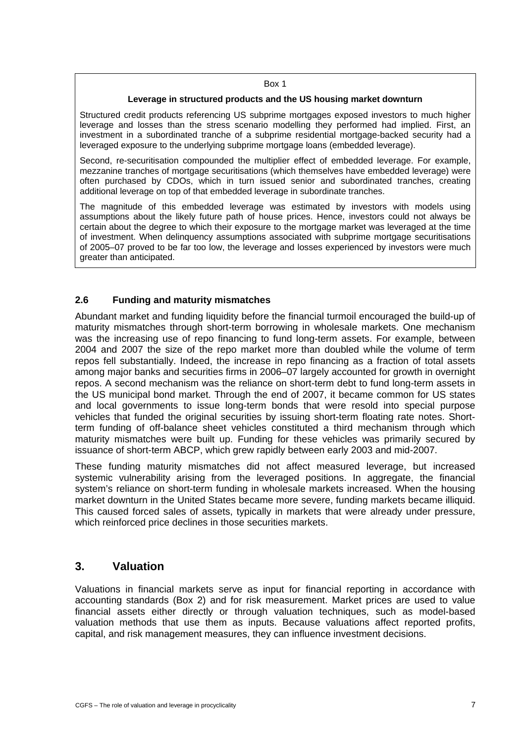Box 1

**Leverage in structured products and the US housing market downturn**

Structured credit products referencing US subprime mortgages exposed investors to much higher leverage and losses than the stress scenario modelling they performed had implied. First, an investment in a subordinated tranche of a subprime residential mortgage-backed security had a leveraged exposure to the underlying subprime mortgage loans (embedded leverage).

Second, re-securitisation compounded the multiplier effect of embedded leverage. For example, mezzanine tranches of mortgage securitisations (which themselves have embedded leverage) were often purchased by CDOs, which in turn issued senior and subordinated tranches, creating additional leverage on top of that embedded leverage in subordinate tranches.

The magnitude of this embedded leverage was estimated by investors with models using assumptions about the likely future path of house prices. Hence, investors could not always be certain about the degree to which their exposure to the mortgage market was leveraged at the time of investment. When delinquency assumptions associated with subprime mortgage securitisations of 2005–07 proved to be far too low, the leverage and losses experienced by investors were much greater than anticipated.

### 2.6 Funding and maturity mismatches

Abundant market and funding liquidity before the financial turmoil encouraged the build-up of maturity mismatches through short-term borrowing in wholesale markets. One mechanism was the increasing use of repo financing to fund long-term assets. For example, between 2004 and 2007 the size of the repo market more than doubled while the volume of term repos fell substantially. Indeed, the increase in repo financing as a fraction of total assets among major banks and securities firms in 2006–07 largely accounted for growth in overnight repos. A second mechanism was the reliance on short-term debt to fund long-term assets in the US municipal bond market. Through the end of 2007, it became common for US states and local governments to issue long-term bonds that were resold into special purpose vehicles that funded the original securities by issuing short-term floating rate notes. Short-term funding of off-balance sheet vehicles constituted a third mechanism through which maturity mismatches were built up. Funding for these vehicles was primarily secured by issuance of short-term ABCP, which grew rapidly between early 2003 and mid-2007.

These funding maturity mismatches did not affect measured leverage, but increased systemic vulnerability arising from the leveraged positions. In aggregate, the financial system's reliance on short-term funding in wholesale markets increased. When the housing market downturn in the United States became more severe, funding markets became illiquid. This caused forced sales of assets, typically in markets that were already under pressure, which reinforced price declines in those securities markets.

## 3. Valuation

Valuations in financial markets serve as input for financial reporting in accordance with accounting standards (Box 2) and for risk measurement. Market prices are used to value financial assets either directly or through valuation techniques, such as model-based valuation methods that use them as inputs. Because valuations affect reported profits, capital, and risk management measures, they can influence investment decisions.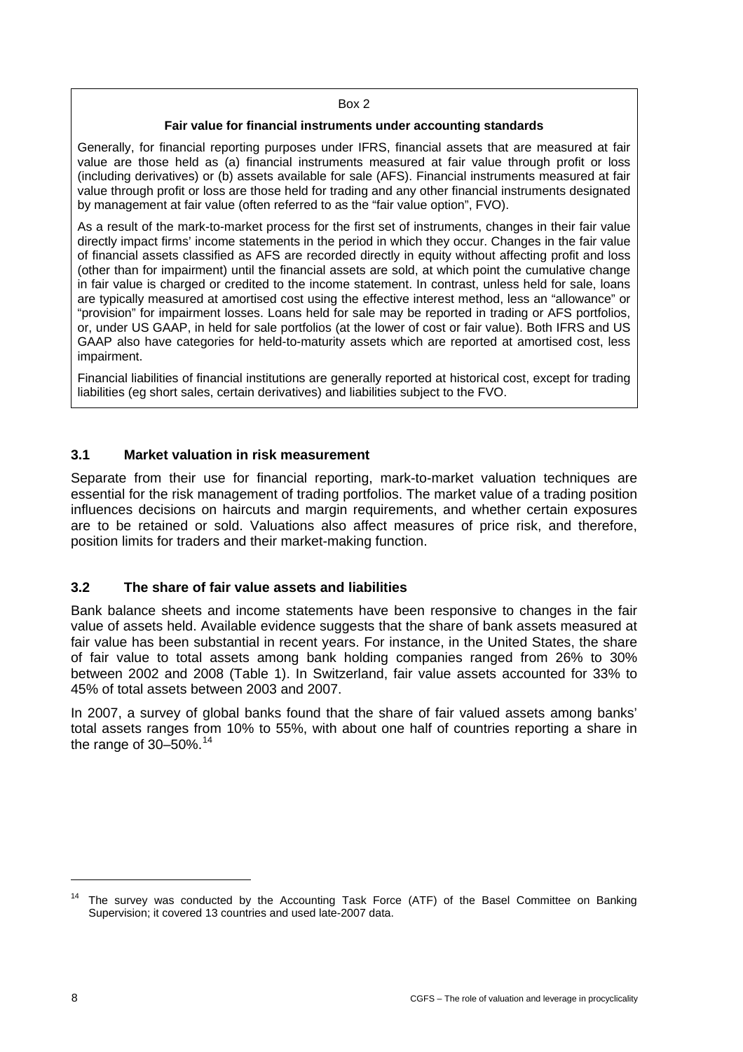Box 2

**Fair value for financial instruments under accounting standards**

Generally, for financial reporting purposes under IFRS, financial assets that are measured at fair value are those held as (a) financial instruments measured at fair value through profit or loss (including derivatives) or (b) assets available for sale (AFS). Financial instruments measured at fair value through profit or loss are those held for trading and any other financial instruments designated by management at fair value (often referred to as the "fair value option", FVO).

As a result of the mark-to-market process for the first set of instruments, changes in their fair value directly impact firms' income statements in the period in which they occur. Changes in the fair value of financial assets classified as AFS are recorded directly in equity without affecting profit and loss (other than for impairment) until the financial assets are sold, at which point the cumulative change in fair value is charged or credited to the income statement. In contrast, unless held for sale, loans are typically measured at amortised cost using the effective interest method, less an "allowance" or "provision" for impairment losses. Loans held for sale may be reported in trading or AFS portfolios, or, under US GAAP, in held for sale portfolios (at the lower of cost or fair value). Both IFRS and US GAAP also have categories for held-to-maturity assets which are reported at amortised cost, less impairment.

Financial liabilities of financial institutions are generally reported at historical cost, except for trading liabilities (eg short sales, certain derivatives) and liabilities subject to the FVO.

### 3.1 Market valuation in risk measurement

Separate from their use for financial reporting, mark-to-market valuation techniques are essential for the risk management of trading portfolios. The market value of a trading position influences decisions on haircuts and margin requirements, and whether certain exposures are to be retained or sold. Valuations also affect measures of price risk, and therefore, position limits for traders and their market-making function.

### 3.2 The share of fair value assets and liabilities

Bank balance sheets and income statements have been responsive to changes in the fair value of assets held. Available evidence suggests that the share of bank assets measured at fair value has been substantial in recent years. For instance, in the United States, the share of fair value to total assets among bank holding companies ranged from 26% to 30% between 2002 and 2008 (Table 1). In Switzerland, fair value assets accounted for 33% to 45% of total assets between 2003 and 2007.

In 2007, a survey of global banks found that the share of fair valued assets among banks' total assets ranges from 10% to 55%, with about one half of countries reporting a share in the range of 30–50%.[14]

[14] The survey was conducted by the Accounting Task Force (ATF) of the Basel Committee on Banking Supervision; it covered 13 countries and used late-2007 data.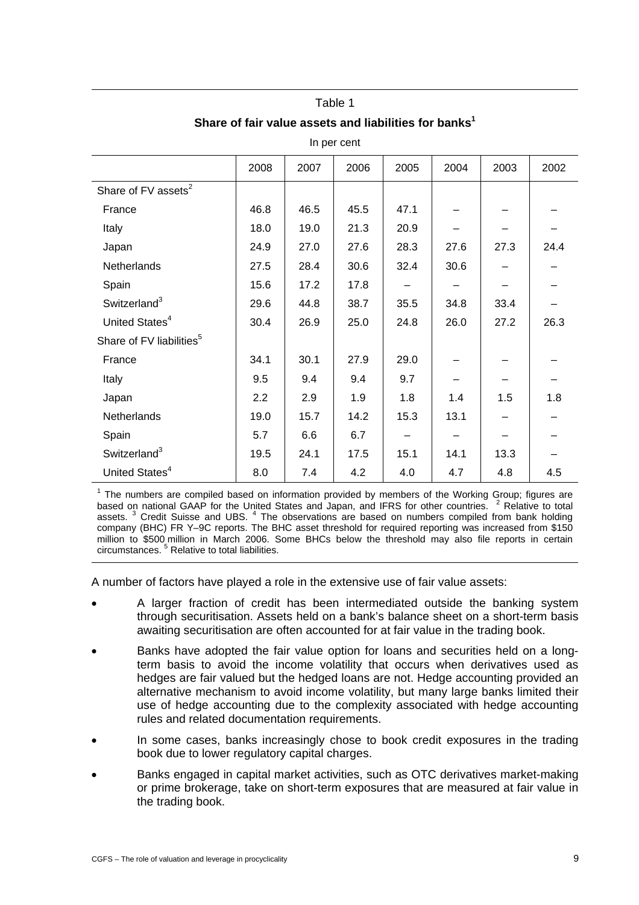Table 1

**Share of fair value assets and liabilities for banks[1]**

In per cent

| | 2008 | 2007 | 2006 | 2005 | 2004 | 2003 | 2002 |
|---|---|---|---|---|---|---|---|
| Share of FV assets[2] | | | | | | | |
| France | 46.8 | 46.5 | 45.5 | 47.1 | – | – | – |
| Italy | 18.0 | 19.0 | 21.3 | 20.9 | – | – | – |
| Japan | 24.9 | 27.0 | 27.6 | 28.3 | 27.6 | 27.3 | 24.4 |
| Netherlands | 27.5 | 28.4 | 30.6 | 32.4 | 30.6 | – | – |
| Spain | 15.6 | 17.2 | 17.8 | – | – | – | – |
| Switzerland[3] | 29.6 | 44.8 | 38.7 | 35.5 | 34.8 | 33.4 | – |
| United States[4] | 30.4 | 26.9 | 25.0 | 24.8 | 26.0 | 27.2 | 26.3 |
| Share of FV liabilities[5] | | | | | | | |
| France | 34.1 | 30.1 | 27.9 | 29.0 | – | – | – |
| Italy | 9.5 | 9.4 | 9.4 | 9.7 | – | – | – |
| Japan | 2.2 | 2.9 | 1.9 | 1.8 | 1.4 | 1.5 | 1.8 |
| Netherlands | 19.0 | 15.7 | 14.2 | 15.3 | 13.1 | – | – |
| Spain | 5.7 | 6.6 | 6.7 | – | – | – | – |
| Switzerland[3] | 19.5 | 24.1 | 17.5 | 15.1 | 14.1 | 13.3 | – |
| United States[4] | 8.0 | 7.4 | 4.2 | 4.0 | 4.7 | 4.8 | 4.5 |

[1] The numbers are compiled based on information provided by members of the Working Group; figures are based on national GAAP for the United States and Japan, and IFRS for other countries. [2] Relative to total assets. [3] Credit Suisse and UBS. [4] The observations are based on numbers compiled from bank holding company (BHC) FR Y–9C reports. The BHC asset threshold for required reporting was increased from $150 million to $500 million in March 2006. Some BHCs below the threshold may also file reports in certain circumstances. [5] Relative to total liabilities.

A number of factors have played a role in the extensive use of fair value assets:

- A larger fraction of credit has been intermediated outside the banking system through securitisation. Assets held on a bank's balance sheet on a short-term basis awaiting securitisation are often accounted for at fair value in the trading book.
- Banks have adopted the fair value option for loans and securities held on a long-term basis to avoid the income volatility that occurs when derivatives used as hedges are fair valued but the hedged loans are not. Hedge accounting provided an alternative mechanism to avoid income volatility, but many large banks limited their use of hedge accounting due to the complexity associated with hedge accounting rules and related documentation requirements.
- In some cases, banks increasingly chose to book credit exposures in the trading book due to lower regulatory capital charges.
- Banks engaged in capital market activities, such as OTC derivatives market-making or prime brokerage, take on short-term exposures that are measured at fair value in the trading book.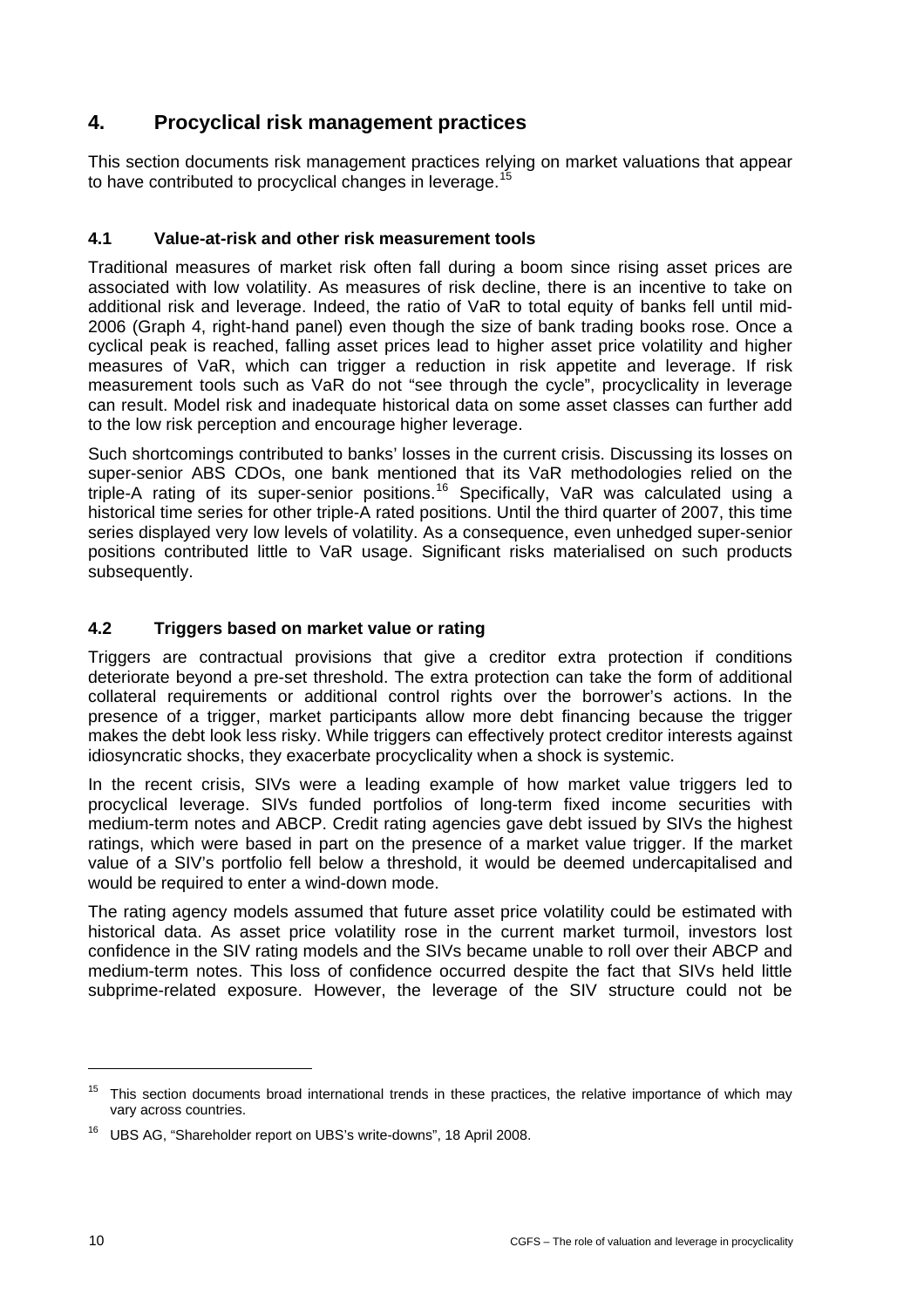## 4. Procyclical risk management practices

This section documents risk management practices relying on market valuations that appear to have contributed to procyclical changes in leverage.[15]

### 4.1 Value-at-risk and other risk measurement tools

Traditional measures of market risk often fall during a boom since rising asset prices are associated with low volatility. As measures of risk decline, there is an incentive to take on additional risk and leverage. Indeed, the ratio of VaR to total equity of banks fell until mid-2006 (Graph 4, right-hand panel) even though the size of bank trading books rose. Once a cyclical peak is reached, falling asset prices lead to higher asset price volatility and higher measures of VaR, which can trigger a reduction in risk appetite and leverage. If risk measurement tools such as VaR do not "see through the cycle", procyclicality in leverage can result. Model risk and inadequate historical data on some asset classes can further add to the low risk perception and encourage higher leverage.

Such shortcomings contributed to banks' losses in the current crisis. Discussing its losses on super-senior ABS CDOs, one bank mentioned that its VaR methodologies relied on the triple-A rating of its super-senior positions.[16] Specifically, VaR was calculated using a historical time series for other triple-A rated positions. Until the third quarter of 2007, this time series displayed very low levels of volatility. As a consequence, even unhedged super-senior positions contributed little to VaR usage. Significant risks materialised on such products subsequently.

### 4.2 Triggers based on market value or rating

Triggers are contractual provisions that give a creditor extra protection if conditions deteriorate beyond a pre-set threshold. The extra protection can take the form of additional collateral requirements or additional control rights over the borrower's actions. In the presence of a trigger, market participants allow more debt financing because the trigger makes the debt look less risky. While triggers can effectively protect creditor interests against idiosyncratic shocks, they exacerbate procyclicality when a shock is systemic.

In the recent crisis, SIVs were a leading example of how market value triggers led to procyclical leverage. SIVs funded portfolios of long-term fixed income securities with medium-term notes and ABCP. Credit rating agencies gave debt issued by SIVs the highest ratings, which were based in part on the presence of a market value trigger. If the market value of a SIV's portfolio fell below a threshold, it would be deemed undercapitalised and would be required to enter a wind-down mode.

The rating agency models assumed that future asset price volatility could be estimated with historical data. As asset price volatility rose in the current market turmoil, investors lost confidence in the SIV rating models and the SIVs became unable to roll over their ABCP and medium-term notes. This loss of confidence occurred despite the fact that SIVs held little subprime-related exposure. However, the leverage of the SIV structure could not be

---

[15] This section documents broad international trends in these practices, the relative importance of which may vary across countries.

[16] UBS AG, "Shareholder report on UBS's write-downs", 18 April 2008.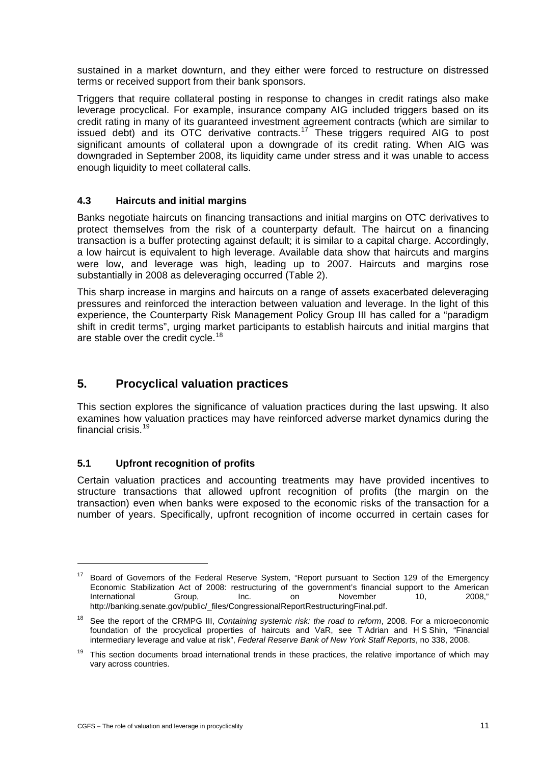sustained in a market downturn, and they either were forced to restructure on distressed terms or received support from their bank sponsors.

Triggers that require collateral posting in response to changes in credit ratings also make leverage procyclical. For example, insurance company AIG included triggers based on its credit rating in many of its guaranteed investment agreement contracts (which are similar to issued debt) and its OTC derivative contracts.[17] These triggers required AIG to post significant amounts of collateral upon a downgrade of its credit rating. When AIG was downgraded in September 2008, its liquidity came under stress and it was unable to access enough liquidity to meet collateral calls.

### 4.3 Haircuts and initial margins

Banks negotiate haircuts on financing transactions and initial margins on OTC derivatives to protect themselves from the risk of a counterparty default. The haircut on a financing transaction is a buffer protecting against default; it is similar to a capital charge. Accordingly, a low haircut is equivalent to high leverage. Available data show that haircuts and margins were low, and leverage was high, leading up to 2007. Haircuts and margins rose substantially in 2008 as deleveraging occurred (Table 2).

This sharp increase in margins and haircuts on a range of assets exacerbated deleveraging pressures and reinforced the interaction between valuation and leverage. In the light of this experience, the Counterparty Risk Management Policy Group III has called for a "paradigm shift in credit terms", urging market participants to establish haircuts and initial margins that are stable over the credit cycle.[18]

## 5. Procyclical valuation practices

This section explores the significance of valuation practices during the last upswing. It also examines how valuation practices may have reinforced adverse market dynamics during the financial crisis.[19]

### 5.1 Upfront recognition of profits

Certain valuation practices and accounting treatments may have provided incentives to structure transactions that allowed upfront recognition of profits (the margin on the transaction) even when banks were exposed to the economic risks of the transaction for a number of years. Specifically, upfront recognition of income occurred in certain cases for

---

[17] Board of Governors of the Federal Reserve System, "Report pursuant to Section 129 of the Emergency Economic Stabilization Act of 2008: restructuring of the government's financial support to the American International Group, Inc. on November 10, 2008," http://banking.senate.gov/public/_files/CongressionalReportRestructuringFinal.pdf.

[18] See the report of the CRMPG III, *Containing systemic risk: the road to reform*, 2008. For a microeconomic foundation of the procyclical properties of haircuts and VaR, see T Adrian and H S Shin, "Financial intermediary leverage and value at risk", *Federal Reserve Bank of New York Staff Reports*, no 338, 2008.

[19] This section documents broad international trends in these practices, the relative importance of which may vary across countries.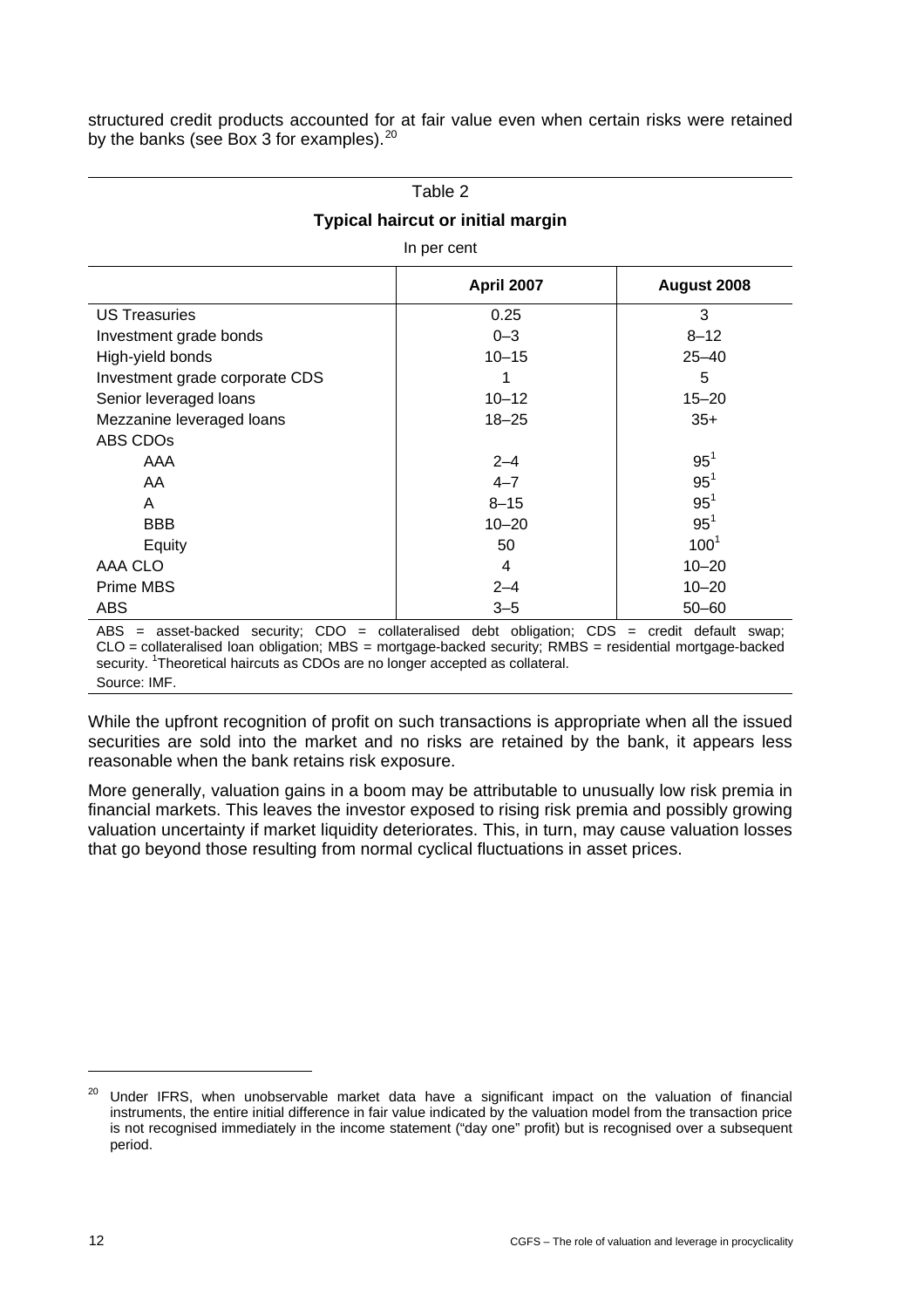structured credit products accounted for at fair value even when certain risks were retained by the banks (see Box 3 for examples).[20]

Table 2

**Typical haircut or initial margin**

In per cent

| | April 2007 | August 2008 |
|---|---|---|
| US Treasuries | 0.25 | 3 |
| Investment grade bonds | 0–3 | 8–12 |
| High-yield bonds | 10–15 | 25–40 |
| Investment grade corporate CDS | 1 | 5 |
| Senior leveraged loans | 10–12 | 15–20 |
| Mezzanine leveraged loans | 18–25 | 35+ |
| ABS CDOs | | |
| AAA | 2–4 | 95[1] |
| AA | 4–7 | 95[1] |
| A | 8–15 | 95[1] |
| BBB | 10–20 | 95[1] |
| Equity | 50 | 100[1] |
| AAA CLO | 4 | 10–20 |
| Prime MBS | 2–4 | 10–20 |
| ABS | 3–5 | 50–60 |

ABS = asset-backed security; CDO = collateralised debt obligation; CDS = credit default swap; CLO = collateralised loan obligation; MBS = mortgage-backed security; RMBS = residential mortgage-backed security. [1]Theoretical haircuts as CDOs are no longer accepted as collateral.
Source: IMF.

While the upfront recognition of profit on such transactions is appropriate when all the issued securities are sold into the market and no risks are retained by the bank, it appears less reasonable when the bank retains risk exposure.

More generally, valuation gains in a boom may be attributable to unusually low risk premia in financial markets. This leaves the investor exposed to rising risk premia and possibly growing valuation uncertainty if market liquidity deteriorates. This, in turn, may cause valuation losses that go beyond those resulting from normal cyclical fluctuations in asset prices.

[20] Under IFRS, when unobservable market data have a significant impact on the valuation of financial instruments, the entire initial difference in fair value indicated by the valuation model from the transaction price is not recognised immediately in the income statement ("day one" profit) but is recognised over a subsequent period.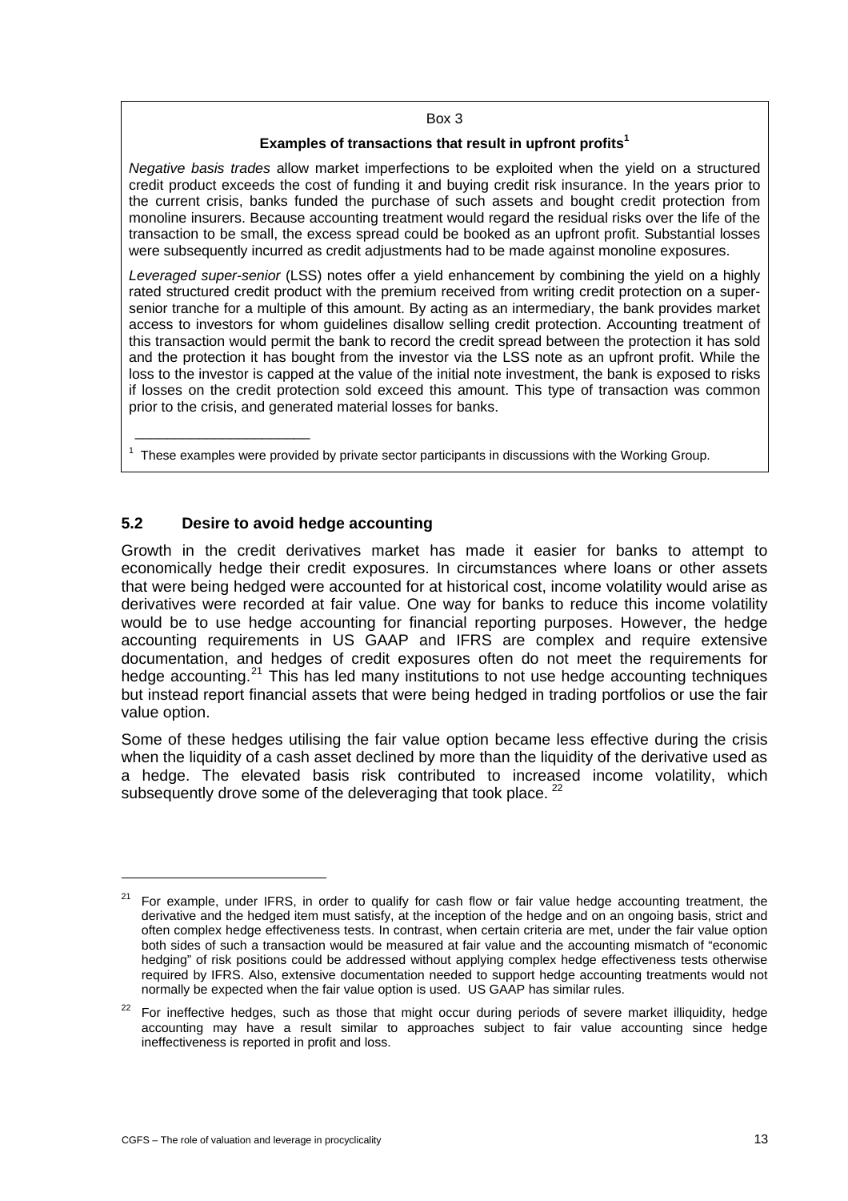Box 3

**Examples of transactions that result in upfront profits[1]**

*Negative basis trades* allow market imperfections to be exploited when the yield on a structured credit product exceeds the cost of funding it and buying credit risk insurance. In the years prior to the current crisis, banks funded the purchase of such assets and bought credit protection from monoline insurers. Because accounting treatment would regard the residual risks over the life of the transaction to be small, the excess spread could be booked as an upfront profit. Substantial losses were subsequently incurred as credit adjustments had to be made against monoline exposures.

*Leveraged super-senior* (LSS) notes offer a yield enhancement by combining the yield on a highly rated structured credit product with the premium received from writing credit protection on a super-senior tranche for a multiple of this amount. By acting as an intermediary, the bank provides market access to investors for whom guidelines disallow selling credit protection. Accounting treatment of this transaction would permit the bank to record the credit spread between the protection it has sold and the protection it has bought from the investor via the LSS note as an upfront profit. While the loss to the investor is capped at the value of the initial note investment, the bank is exposed to risks if losses on the credit protection sold exceed this amount. This type of transaction was common prior to the crisis, and generated material losses for banks.

[1] These examples were provided by private sector participants in discussions with the Working Group.

### 5.2 Desire to avoid hedge accounting

Growth in the credit derivatives market has made it easier for banks to attempt to economically hedge their credit exposures. In circumstances where loans or other assets that were being hedged were accounted for at historical cost, income volatility would arise as derivatives were recorded at fair value. One way for banks to reduce this income volatility would be to use hedge accounting for financial reporting purposes. However, the hedge accounting requirements in US GAAP and IFRS are complex and require extensive documentation, and hedges of credit exposures often do not meet the requirements for hedge accounting.[21] This has led many institutions to not use hedge accounting techniques but instead report financial assets that were being hedged in trading portfolios or use the fair value option.

Some of these hedges utilising the fair value option became less effective during the crisis when the liquidity of a cash asset declined by more than the liquidity of the derivative used as a hedge. The elevated basis risk contributed to increased income volatility, which subsequently drove some of the deleveraging that took place.[22]

[21] For example, under IFRS, in order to qualify for cash flow or fair value hedge accounting treatment, the derivative and the hedged item must satisfy, at the inception of the hedge and on an ongoing basis, strict and often complex hedge effectiveness tests. In contrast, when certain criteria are met, under the fair value option both sides of such a transaction would be measured at fair value and the accounting mismatch of "economic hedging" of risk positions could be addressed without applying complex hedge effectiveness tests otherwise required by IFRS. Also, extensive documentation needed to support hedge accounting treatments would not normally be expected when the fair value option is used. US GAAP has similar rules.

[22] For ineffective hedges, such as those that might occur during periods of severe market illiquidity, hedge accounting may have a result similar to approaches subject to fair value accounting since hedge ineffectiveness is reported in profit and loss.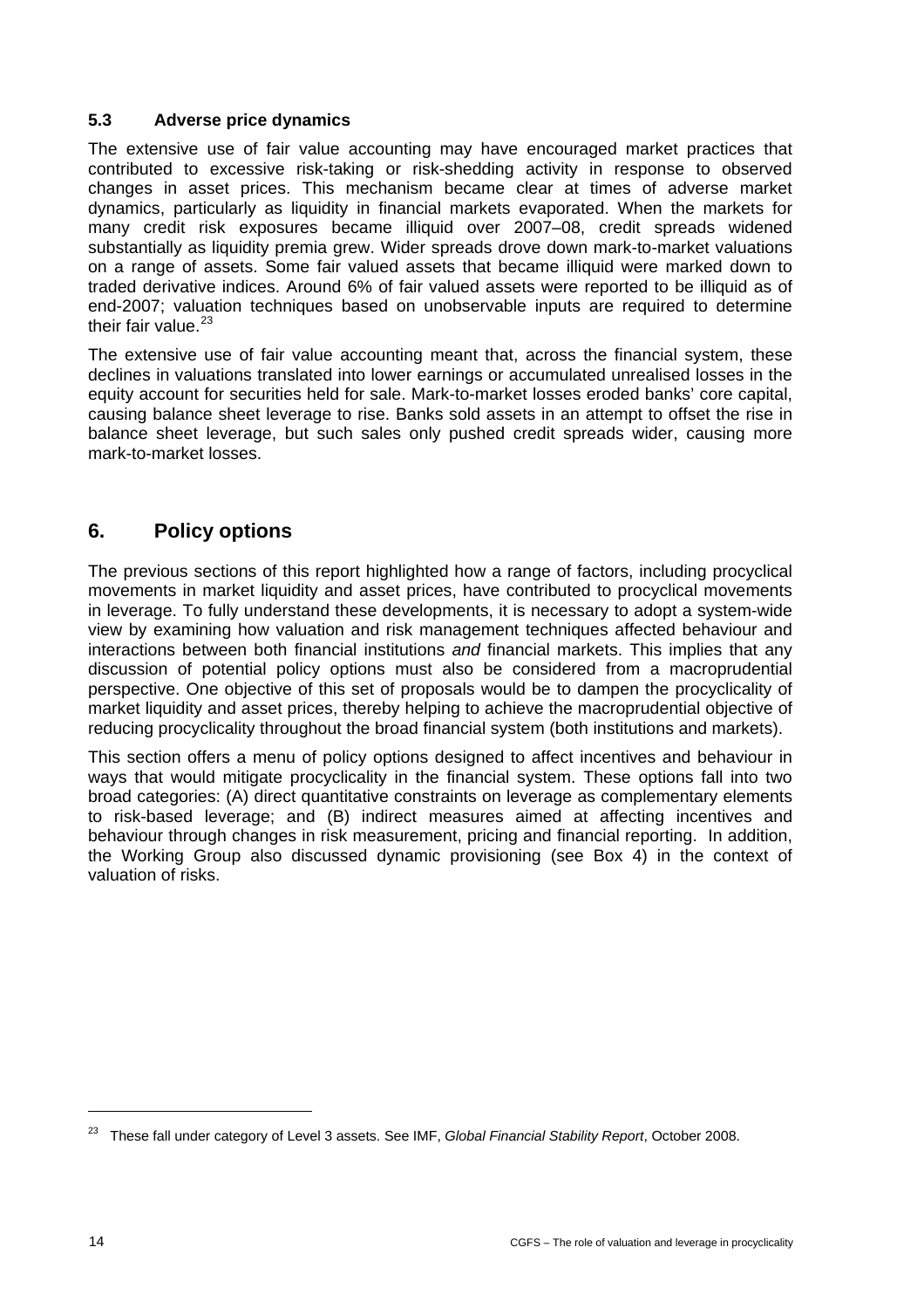### 5.3 Adverse price dynamics

The extensive use of fair value accounting may have encouraged market practices that contributed to excessive risk-taking or risk-shedding activity in response to observed changes in asset prices. This mechanism became clear at times of adverse market dynamics, particularly as liquidity in financial markets evaporated. When the markets for many credit risk exposures became illiquid over 2007–08, credit spreads widened substantially as liquidity premia grew. Wider spreads drove down mark-to-market valuations on a range of assets. Some fair valued assets that became illiquid were marked down to traded derivative indices. Around 6% of fair valued assets were reported to be illiquid as of end-2007; valuation techniques based on unobservable inputs are required to determine their fair value.[23]

The extensive use of fair value accounting meant that, across the financial system, these declines in valuations translated into lower earnings or accumulated unrealised losses in the equity account for securities held for sale. Mark-to-market losses eroded banks' core capital, causing balance sheet leverage to rise. Banks sold assets in an attempt to offset the rise in balance sheet leverage, but such sales only pushed credit spreads wider, causing more mark-to-market losses.

## 6. Policy options

The previous sections of this report highlighted how a range of factors, including procyclical movements in market liquidity and asset prices, have contributed to procyclical movements in leverage. To fully understand these developments, it is necessary to adopt a system-wide view by examining how valuation and risk management techniques affected behaviour and interactions between both financial institutions *and* financial markets. This implies that any discussion of potential policy options must also be considered from a macroprudential perspective. One objective of this set of proposals would be to dampen the procyclicality of market liquidity and asset prices, thereby helping to achieve the macroprudential objective of reducing procyclicality throughout the broad financial system (both institutions and markets).

This section offers a menu of policy options designed to affect incentives and behaviour in ways that would mitigate procyclicality in the financial system. These options fall into two broad categories: (A) direct quantitative constraints on leverage as complementary elements to risk-based leverage; and (B) indirect measures aimed at affecting incentives and behaviour through changes in risk measurement, pricing and financial reporting. In addition, the Working Group also discussed dynamic provisioning (see Box 4) in the context of valuation of risks.

---

[23] These fall under category of Level 3 assets. See IMF, *Global Financial Stability Report*, October 2008.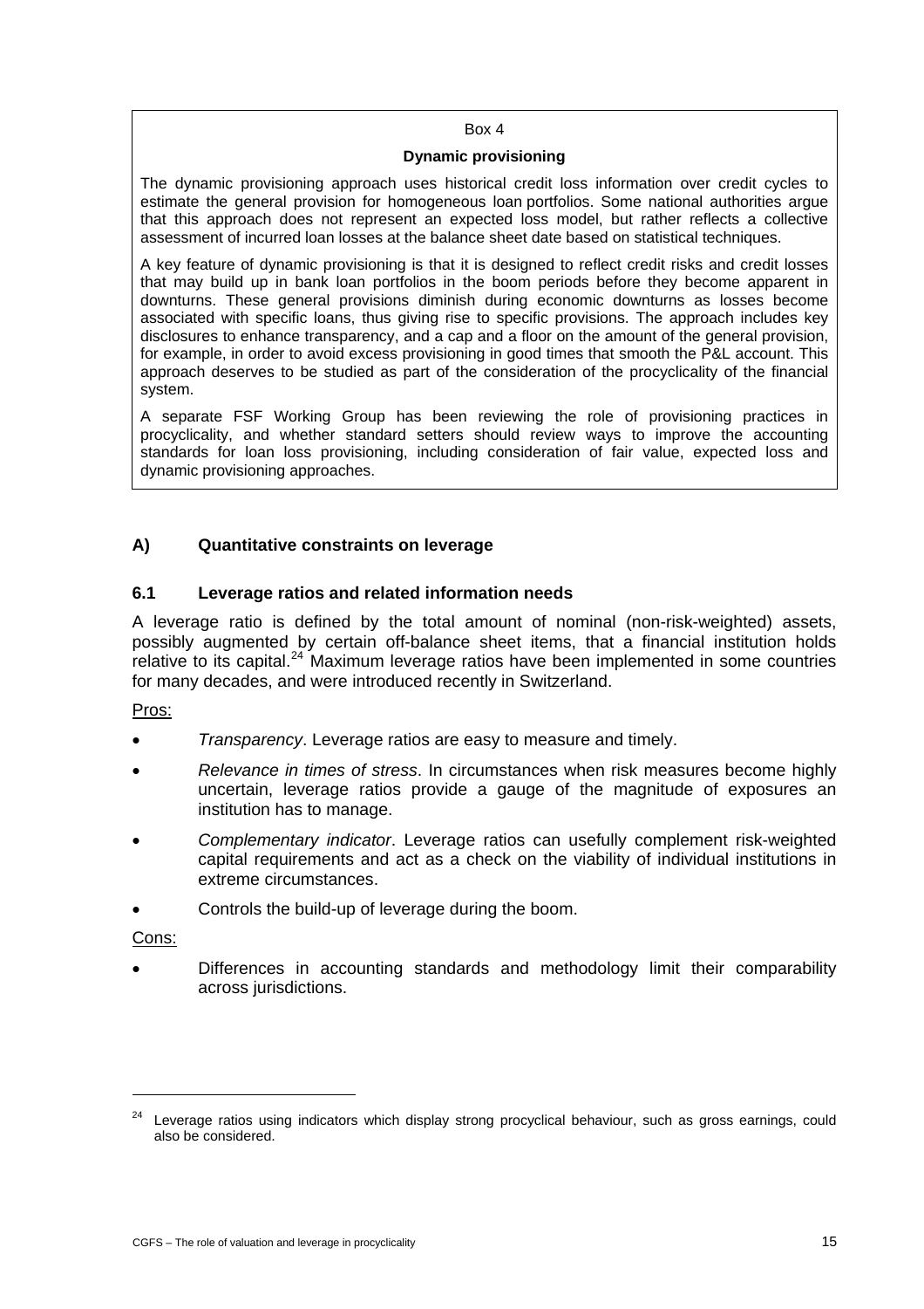Box 4

**Dynamic provisioning**

The dynamic provisioning approach uses historical credit loss information over credit cycles to estimate the general provision for homogeneous loan portfolios. Some national authorities argue that this approach does not represent an expected loss model, but rather reflects a collective assessment of incurred loan losses at the balance sheet date based on statistical techniques.

A key feature of dynamic provisioning is that it is designed to reflect credit risks and credit losses that may build up in bank loan portfolios in the boom periods before they become apparent in downturns. These general provisions diminish during economic downturns as losses become associated with specific loans, thus giving rise to specific provisions. The approach includes key disclosures to enhance transparency, and a cap and a floor on the amount of the general provision, for example, in order to avoid excess provisioning in good times that smooth the P&L account. This approach deserves to be studied as part of the consideration of the procyclicality of the financial system.

A separate FSF Working Group has been reviewing the role of provisioning practices in procyclicality, and whether standard setters should review ways to improve the accounting standards for loan loss provisioning, including consideration of fair value, expected loss and dynamic provisioning approaches.

## A) Quantitative constraints on leverage

### 6.1 Leverage ratios and related information needs

A leverage ratio is defined by the total amount of nominal (non-risk-weighted) assets, possibly augmented by certain off-balance sheet items, that a financial institution holds relative to its capital.[24] Maximum leverage ratios have been implemented in some countries for many decades, and were introduced recently in Switzerland.

Pros:

- *Transparency*. Leverage ratios are easy to measure and timely.
- *Relevance in times of stress*. In circumstances when risk measures become highly uncertain, leverage ratios provide a gauge of the magnitude of exposures an institution has to manage.
- *Complementary indicator*. Leverage ratios can usefully complement risk-weighted capital requirements and act as a check on the viability of individual institutions in extreme circumstances.
- Controls the build-up of leverage during the boom.

Cons:

- Differences in accounting standards and methodology limit their comparability across jurisdictions.

[24] Leverage ratios using indicators which display strong procyclical behaviour, such as gross earnings, could also be considered.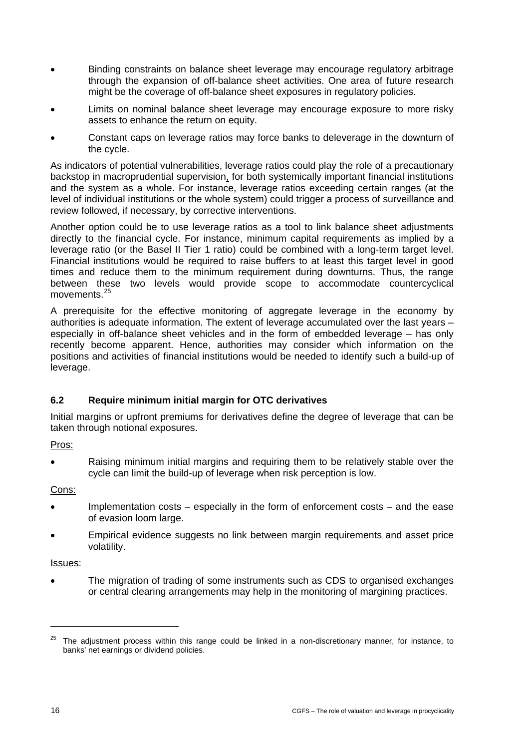- Binding constraints on balance sheet leverage may encourage regulatory arbitrage through the expansion of off-balance sheet activities. One area of future research might be the coverage of off-balance sheet exposures in regulatory policies.
- Limits on nominal balance sheet leverage may encourage exposure to more risky assets to enhance the return on equity.
- Constant caps on leverage ratios may force banks to deleverage in the downturn of the cycle.

As indicators of potential vulnerabilities, leverage ratios could play the role of a precautionary backstop in macroprudential supervision, for both systemically important financial institutions and the system as a whole. For instance, leverage ratios exceeding certain ranges (at the level of individual institutions or the whole system) could trigger a process of surveillance and review followed, if necessary, by corrective interventions.

Another option could be to use leverage ratios as a tool to link balance sheet adjustments directly to the financial cycle. For instance, minimum capital requirements as implied by a leverage ratio (or the Basel II Tier 1 ratio) could be combined with a long-term target level. Financial institutions would be required to raise buffers to at least this target level in good times and reduce them to the minimum requirement during downturns. Thus, the range between these two levels would provide scope to accommodate countercyclical movements.[25]

A prerequisite for the effective monitoring of aggregate leverage in the economy by authorities is adequate information. The extent of leverage accumulated over the last years – especially in off-balance sheet vehicles and in the form of embedded leverage – has only recently become apparent. Hence, authorities may consider which information on the positions and activities of financial institutions would be needed to identify such a build-up of leverage.

### 6.2 Require minimum initial margin for OTC derivatives

Initial margins or upfront premiums for derivatives define the degree of leverage that can be taken through notional exposures.

Pros:

- Raising minimum initial margins and requiring them to be relatively stable over the cycle can limit the build-up of leverage when risk perception is low.

Cons:

- Implementation costs – especially in the form of enforcement costs – and the ease of evasion loom large.
- Empirical evidence suggests no link between margin requirements and asset price volatility.

Issues:

- The migration of trading of some instruments such as CDS to organised exchanges or central clearing arrangements may help in the monitoring of margining practices.

[25] The adjustment process within this range could be linked in a non-discretionary manner, for instance, to banks' net earnings or dividend policies.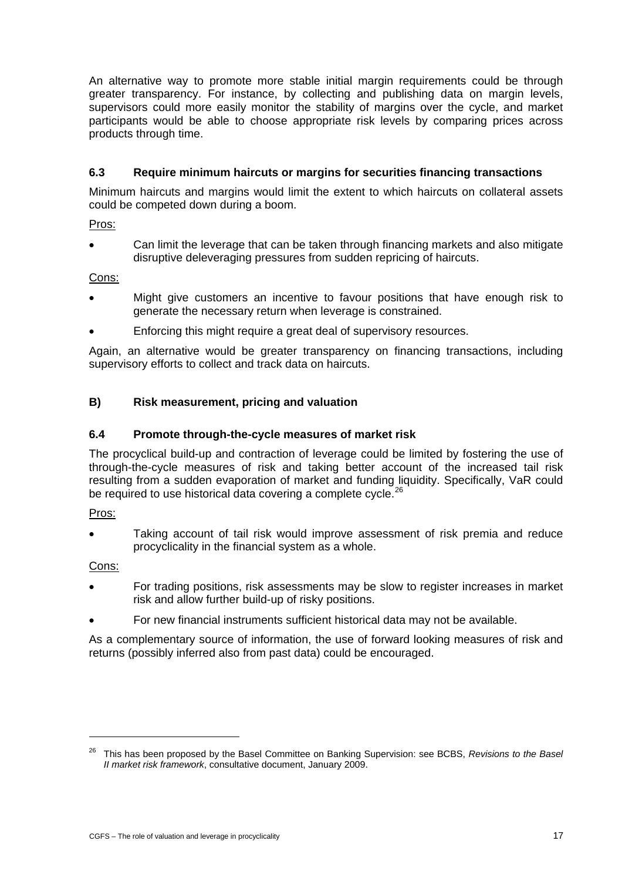An alternative way to promote more stable initial margin requirements could be through greater transparency. For instance, by collecting and publishing data on margin levels, supervisors could more easily monitor the stability of margins over the cycle, and market participants would be able to choose appropriate risk levels by comparing prices across products through time.

### 6.3 Require minimum haircuts or margins for securities financing transactions

Minimum haircuts and margins would limit the extent to which haircuts on collateral assets could be competed down during a boom.

Pros:

- Can limit the leverage that can be taken through financing markets and also mitigate disruptive deleveraging pressures from sudden repricing of haircuts.

Cons:

- Might give customers an incentive to favour positions that have enough risk to generate the necessary return when leverage is constrained.
- Enforcing this might require a great deal of supervisory resources.

Again, an alternative would be greater transparency on financing transactions, including supervisory efforts to collect and track data on haircuts.

## B) Risk measurement, pricing and valuation

### 6.4 Promote through-the-cycle measures of market risk

The procyclical build-up and contraction of leverage could be limited by fostering the use of through-the-cycle measures of risk and taking better account of the increased tail risk resulting from a sudden evaporation of market and funding liquidity. Specifically, VaR could be required to use historical data covering a complete cycle.[26]

Pros:

- Taking account of tail risk would improve assessment of risk premia and reduce procyclicality in the financial system as a whole.

Cons:

- For trading positions, risk assessments may be slow to register increases in market risk and allow further build-up of risky positions.
- For new financial instruments sufficient historical data may not be available.

As a complementary source of information, the use of forward looking measures of risk and returns (possibly inferred also from past data) could be encouraged.

---

[26] This has been proposed by the Basel Committee on Banking Supervision: see BCBS, *Revisions to the Basel II market risk framework*, consultative document, January 2009.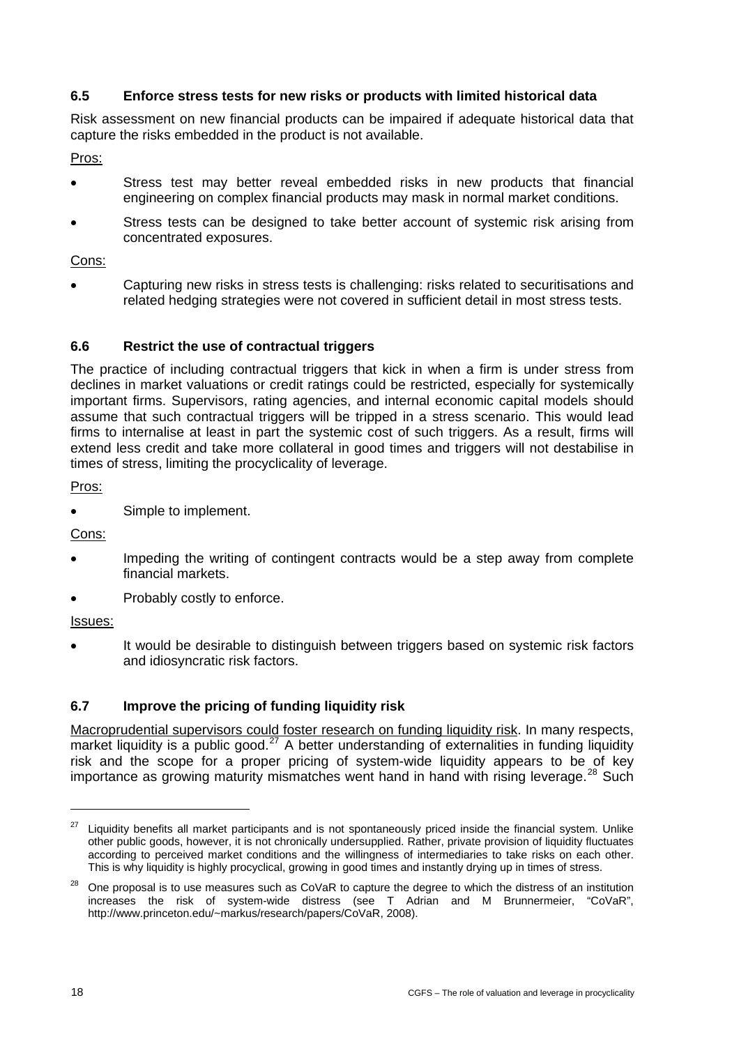### 6.5 Enforce stress tests for new risks or products with limited historical data

Risk assessment on new financial products can be impaired if adequate historical data that capture the risks embedded in the product is not available.

Pros:

- Stress test may better reveal embedded risks in new products that financial engineering on complex financial products may mask in normal market conditions.
- Stress tests can be designed to take better account of systemic risk arising from concentrated exposures.

Cons:

- Capturing new risks in stress tests is challenging: risks related to securitisations and related hedging strategies were not covered in sufficient detail in most stress tests.

### 6.6 Restrict the use of contractual triggers

The practice of including contractual triggers that kick in when a firm is under stress from declines in market valuations or credit ratings could be restricted, especially for systemically important firms. Supervisors, rating agencies, and internal economic capital models should assume that such contractual triggers will be tripped in a stress scenario. This would lead firms to internalise at least in part the systemic cost of such triggers. As a result, firms will extend less credit and take more collateral in good times and triggers will not destabilise in times of stress, limiting the procyclicality of leverage.

Pros:

- Simple to implement.

Cons:

- Impeding the writing of contingent contracts would be a step away from complete financial markets.
- Probably costly to enforce.

Issues:

- It would be desirable to distinguish between triggers based on systemic risk factors and idiosyncratic risk factors.

### 6.7 Improve the pricing of funding liquidity risk

Macroprudential supervisors could foster research on funding liquidity risk. In many respects, market liquidity is a public good.[27] A better understanding of externalities in funding liquidity risk and the scope for a proper pricing of system-wide liquidity appears to be of key importance as growing maturity mismatches went hand in hand with rising leverage.[28] Such

---

[27] Liquidity benefits all market participants and is not spontaneously priced inside the financial system. Unlike other public goods, however, it is not chronically undersupplied. Rather, private provision of liquidity fluctuates according to perceived market conditions and the willingness of intermediaries to take risks on each other. This is why liquidity is highly procyclical, growing in good times and instantly drying up in times of stress.

[28] One proposal is to use measures such as CoVaR to capture the degree to which the distress of an institution increases the risk of system-wide distress (see T Adrian and M Brunnermeier, "CoVaR", http://www.princeton.edu/~markus/research/papers/CoVaR, 2008).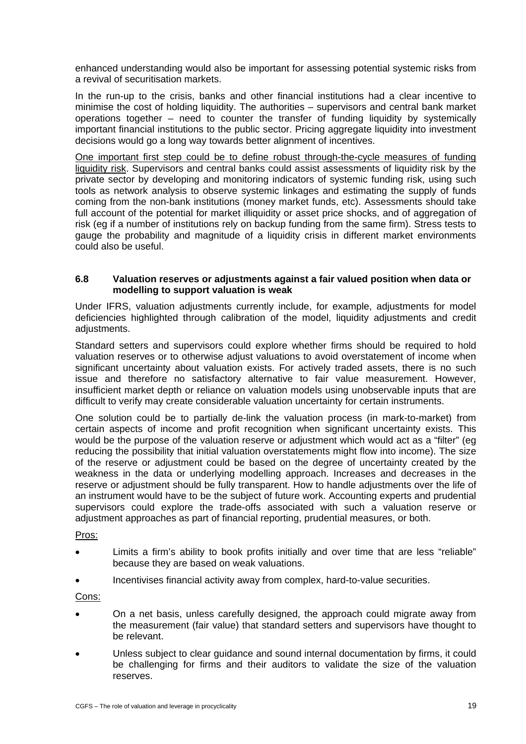enhanced understanding would also be important for assessing potential systemic risks from a revival of securitisation markets.

In the run-up to the crisis, banks and other financial institutions had a clear incentive to minimise the cost of holding liquidity. The authorities – supervisors and central bank market operations together – need to counter the transfer of funding liquidity by systemically important financial institutions to the public sector. Pricing aggregate liquidity into investment decisions would go a long way towards better alignment of incentives.

<u>One important first step could be to define robust through-the-cycle measures of funding liquidity risk</u>. Supervisors and central banks could assist assessments of liquidity risk by the private sector by developing and monitoring indicators of systemic funding risk, using such tools as network analysis to observe systemic linkages and estimating the supply of funds coming from the non-bank institutions (money market funds, etc). Assessments should take full account of the potential for market illiquidity or asset price shocks, and of aggregation of risk (eg if a number of institutions rely on backup funding from the same firm). Stress tests to gauge the probability and magnitude of a liquidity crisis in different market environments could also be useful.

### 6.8 Valuation reserves or adjustments against a fair valued position when data or modelling to support valuation is weak

Under IFRS, valuation adjustments currently include, for example, adjustments for model deficiencies highlighted through calibration of the model, liquidity adjustments and credit adjustments.

Standard setters and supervisors could explore whether firms should be required to hold valuation reserves or to otherwise adjust valuations to avoid overstatement of income when significant uncertainty about valuation exists. For actively traded assets, there is no such issue and therefore no satisfactory alternative to fair value measurement. However, insufficient market depth or reliance on valuation models using unobservable inputs that are difficult to verify may create considerable valuation uncertainty for certain instruments.

One solution could be to partially de-link the valuation process (in mark-to-market) from certain aspects of income and profit recognition when significant uncertainty exists. This would be the purpose of the valuation reserve or adjustment which would act as a "filter" (eg reducing the possibility that initial valuation overstatements might flow into income). The size of the reserve or adjustment could be based on the degree of uncertainty created by the weakness in the data or underlying modelling approach. Increases and decreases in the reserve or adjustment should be fully transparent. How to handle adjustments over the life of an instrument would have to be the subject of future work. Accounting experts and prudential supervisors could explore the trade-offs associated with such a valuation reserve or adjustment approaches as part of financial reporting, prudential measures, or both.

<u>Pros:</u>

- Limits a firm's ability to book profits initially and over time that are less "reliable" because they are based on weak valuations.
- Incentivises financial activity away from complex, hard-to-value securities.

<u>Cons:</u>

- On a net basis, unless carefully designed, the approach could migrate away from the measurement (fair value) that standard setters and supervisors have thought to be relevant.
- Unless subject to clear guidance and sound internal documentation by firms, it could be challenging for firms and their auditors to validate the size of the valuation reserves.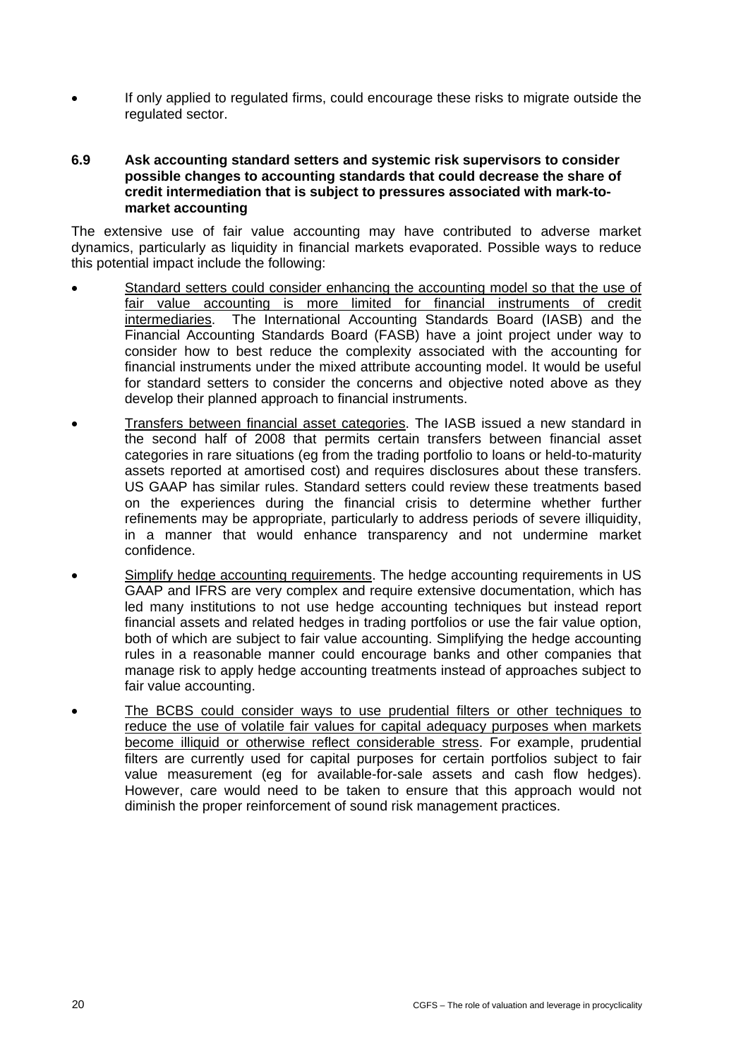- If only applied to regulated firms, could encourage these risks to migrate outside the regulated sector.

### 6.9 Ask accounting standard setters and systemic risk supervisors to consider possible changes to accounting standards that could decrease the share of credit intermediation that is subject to pressures associated with mark-to-market accounting

The extensive use of fair value accounting may have contributed to adverse market dynamics, particularly as liquidity in financial markets evaporated. Possible ways to reduce this potential impact include the following:

- <u>Standard setters could consider enhancing the accounting model so that the use of fair value accounting is more limited for financial instruments of credit intermediaries</u>. The International Accounting Standards Board (IASB) and the Financial Accounting Standards Board (FASB) have a joint project under way to consider how to best reduce the complexity associated with the accounting for financial instruments under the mixed attribute accounting model. It would be useful for standard setters to consider the concerns and objective noted above as they develop their planned approach to financial instruments.
- <u>Transfers between financial asset categories</u>. The IASB issued a new standard in the second half of 2008 that permits certain transfers between financial asset categories in rare situations (eg from the trading portfolio to loans or held-to-maturity assets reported at amortised cost) and requires disclosures about these transfers. US GAAP has similar rules. Standard setters could review these treatments based on the experiences during the financial crisis to determine whether further refinements may be appropriate, particularly to address periods of severe illiquidity, in a manner that would enhance transparency and not undermine market confidence.
- <u>Simplify hedge accounting requirements</u>. The hedge accounting requirements in US GAAP and IFRS are very complex and require extensive documentation, which has led many institutions to not use hedge accounting techniques but instead report financial assets and related hedges in trading portfolios or use the fair value option, both of which are subject to fair value accounting. Simplifying the hedge accounting rules in a reasonable manner could encourage banks and other companies that manage risk to apply hedge accounting treatments instead of approaches subject to fair value accounting.
- <u>The BCBS could consider ways to use prudential filters or other techniques to reduce the use of volatile fair values for capital adequacy purposes when markets become illiquid or otherwise reflect considerable stress</u>. For example, prudential filters are currently used for capital purposes for certain portfolios subject to fair value measurement (eg for available-for-sale assets and cash flow hedges). However, care would need to be taken to ensure that this approach would not diminish the proper reinforcement of sound risk management practices.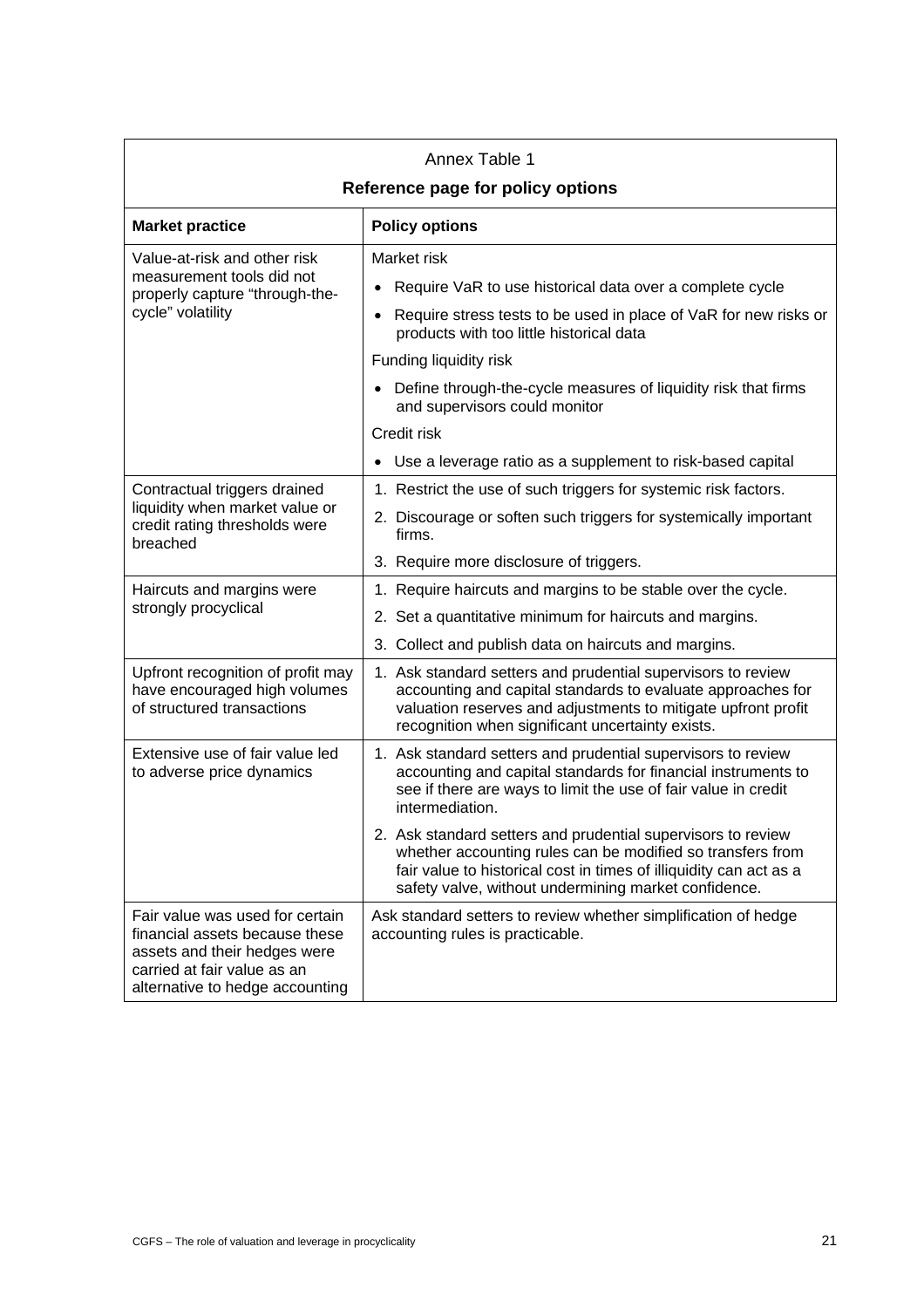Annex Table 1

**Reference page for policy options**

| **Market practice** | **Policy options** |
| --- | --- |
| Value-at-risk and other risk measurement tools did not properly capture "through-the-cycle" volatility | Market risk<br>• Require VaR to use historical data over a complete cycle<br>• Require stress tests to be used in place of VaR for new risks or products with too little historical data<br>Funding liquidity risk<br>• Define through-the-cycle measures of liquidity risk that firms and supervisors could monitor<br>Credit risk<br>• Use a leverage ratio as a supplement to risk-based capital |
| Contractual triggers drained liquidity when market value or credit rating thresholds were breached | 1. Restrict the use of such triggers for systemic risk factors.<br>2. Discourage or soften such triggers for systemically important firms.<br>3. Require more disclosure of triggers. |
| Haircuts and margins were strongly procyclical | 1. Require haircuts and margins to be stable over the cycle.<br>2. Set a quantitative minimum for haircuts and margins.<br>3. Collect and publish data on haircuts and margins. |
| Upfront recognition of profit may have encouraged high volumes of structured transactions | 1. Ask standard setters and prudential supervisors to review accounting and capital standards to evaluate approaches for valuation reserves and adjustments to mitigate upfront profit recognition when significant uncertainty exists. |
| Extensive use of fair value led to adverse price dynamics | 1. Ask standard setters and prudential supervisors to review accounting and capital standards for financial instruments to see if there are ways to limit the use of fair value in credit intermediation.<br>2. Ask standard setters and prudential supervisors to review whether accounting rules can be modified so transfers from fair value to historical cost in times of illiquidity can act as a safety valve, without undermining market confidence. |
| Fair value was used for certain financial assets because these assets and their hedges were carried at fair value as an alternative to hedge accounting | Ask standard setters to review whether simplification of hedge accounting rules is practicable. |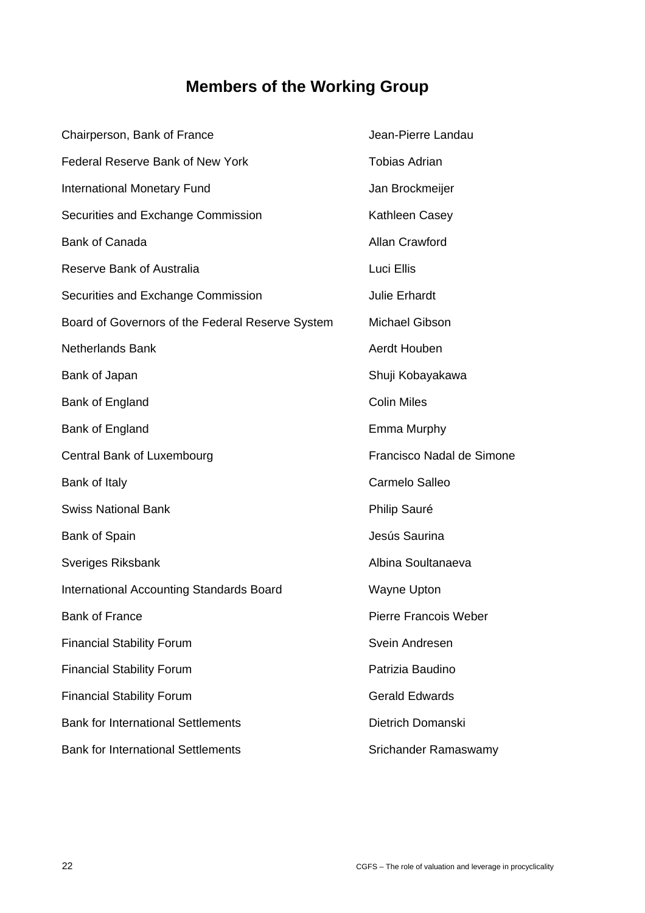## Members of the Working Group

| | |
|---|---|
| Chairperson, Bank of France | Jean-Pierre Landau |
| Federal Reserve Bank of New York | Tobias Adrian |
| International Monetary Fund | Jan Brockmeijer |
| Securities and Exchange Commission | Kathleen Casey |
| Bank of Canada | Allan Crawford |
| Reserve Bank of Australia | Luci Ellis |
| Securities and Exchange Commission | Julie Erhardt |
| Board of Governors of the Federal Reserve System | Michael Gibson |
| Netherlands Bank | Aerdt Houben |
| Bank of Japan | Shuji Kobayakawa |
| Bank of England | Colin Miles |
| Bank of England | Emma Murphy |
| Central Bank of Luxembourg | Francisco Nadal de Simone |
| Bank of Italy | Carmelo Salleo |
| Swiss National Bank | Philip Sauré |
| Bank of Spain | Jesús Saurina |
| Sveriges Riksbank | Albina Soultanaeva |
| International Accounting Standards Board | Wayne Upton |
| Bank of France | Pierre Francois Weber |
| Financial Stability Forum | Svein Andresen |
| Financial Stability Forum | Patrizia Baudino |
| Financial Stability Forum | Gerald Edwards |
| Bank for International Settlements | Dietrich Domanski |
| Bank for International Settlements | Srichander Ramaswamy |